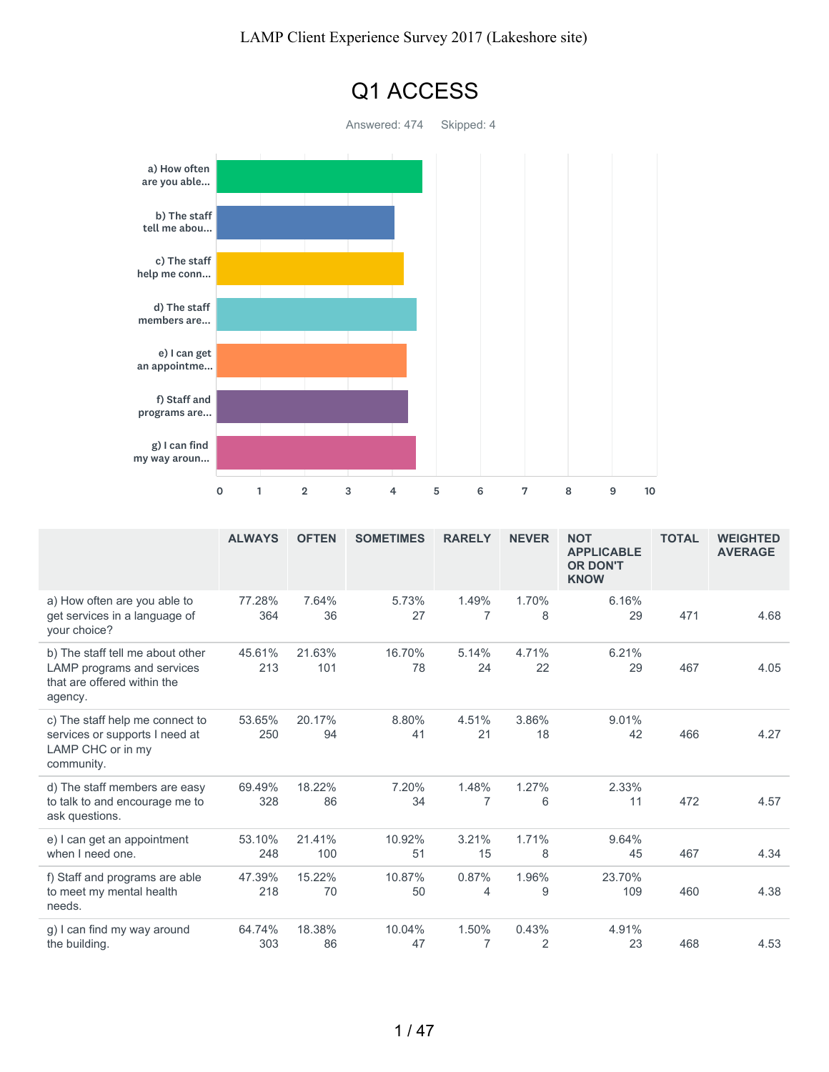LAMP Client Experience Survey 2017 (Lakeshore site)

# Q1 ACCESS

Answered: 474 Skipped: 4

| | ALWAYS | OFTEN | SOMETIMES | RARELY | NEVER | NOT APPLICABLE OR DON'T KNOW | TOTAL | WEIGHTED AVERAGE |
|---|---|---|---|---|---|---|---|---|
| a) How often are you able to get services in a language of your choice? | 77.28% 364 | 7.64% 36 | 5.73% 27 | 1.49% 7 | 1.70% 8 | 6.16% 29 | 471 | 4.68 |
| b) The staff tell me about other LAMP programs and services that are offered within the agency. | 45.61% 213 | 21.63% 101 | 16.70% 78 | 5.14% 24 | 4.71% 22 | 6.21% 29 | 467 | 4.05 |
| c) The staff help me connect to services or supports I need at LAMP CHC or in my community. | 53.65% 250 | 20.17% 94 | 8.80% 41 | 4.51% 21 | 3.86% 18 | 9.01% 42 | 466 | 4.27 |
| d) The staff members are easy to talk to and encourage me to ask questions. | 69.49% 328 | 18.22% 86 | 7.20% 34 | 1.48% 7 | 1.27% 6 | 2.33% 11 | 472 | 4.57 |
| e) I can get an appointment when I need one. | 53.10% 248 | 21.41% 100 | 10.92% 51 | 3.21% 15 | 1.71% 8 | 9.64% 45 | 467 | 4.34 |
| f) Staff and programs are able to meet my mental health needs. | 47.39% 218 | 15.22% 70 | 10.87% 50 | 0.87% 4 | 1.96% 9 | 23.70% 109 | 460 | 4.38 |
| g) I can find my way around the building. | 64.74% 303 | 18.38% 86 | 10.04% 47 | 1.50% 7 | 0.43% 2 | 4.91% 23 | 468 | 4.53 |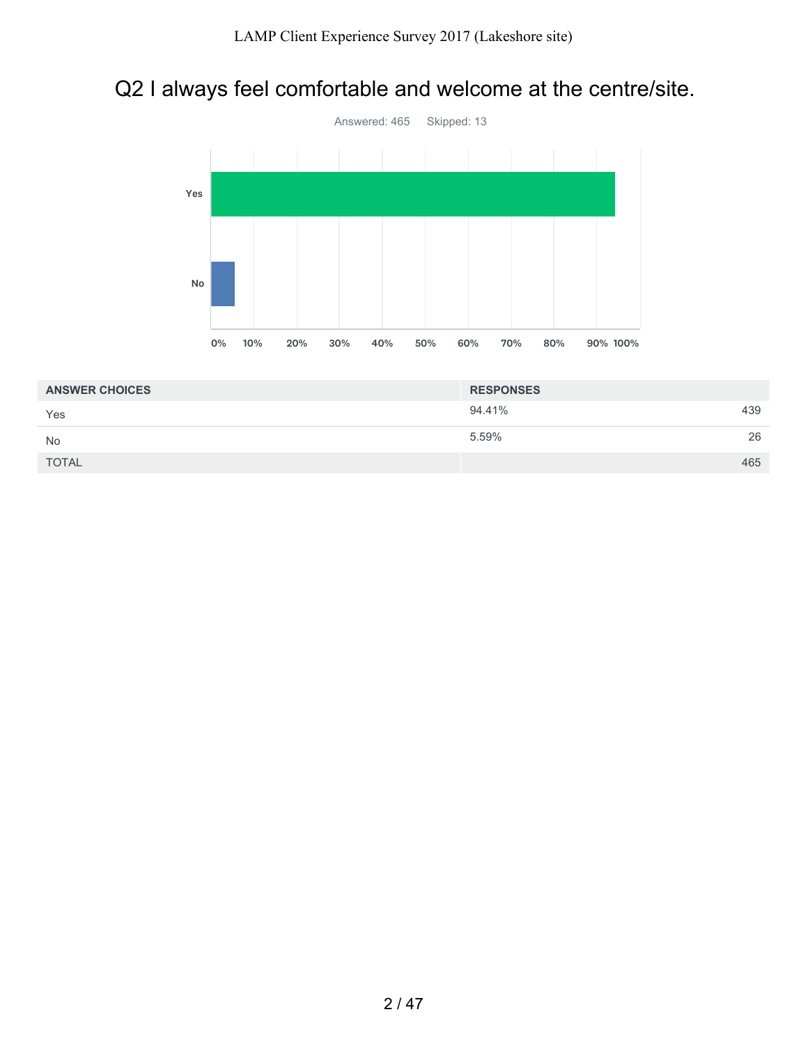# Q2 I always feel comfortable and welcome at the centre/site.

Answered: 465 Skipped: 13

| ANSWER CHOICES | RESPONSES | |
|---|---|---|
| Yes | 94.41% | 439 |
| No | 5.59% | 26 |
| TOTAL | | 465 |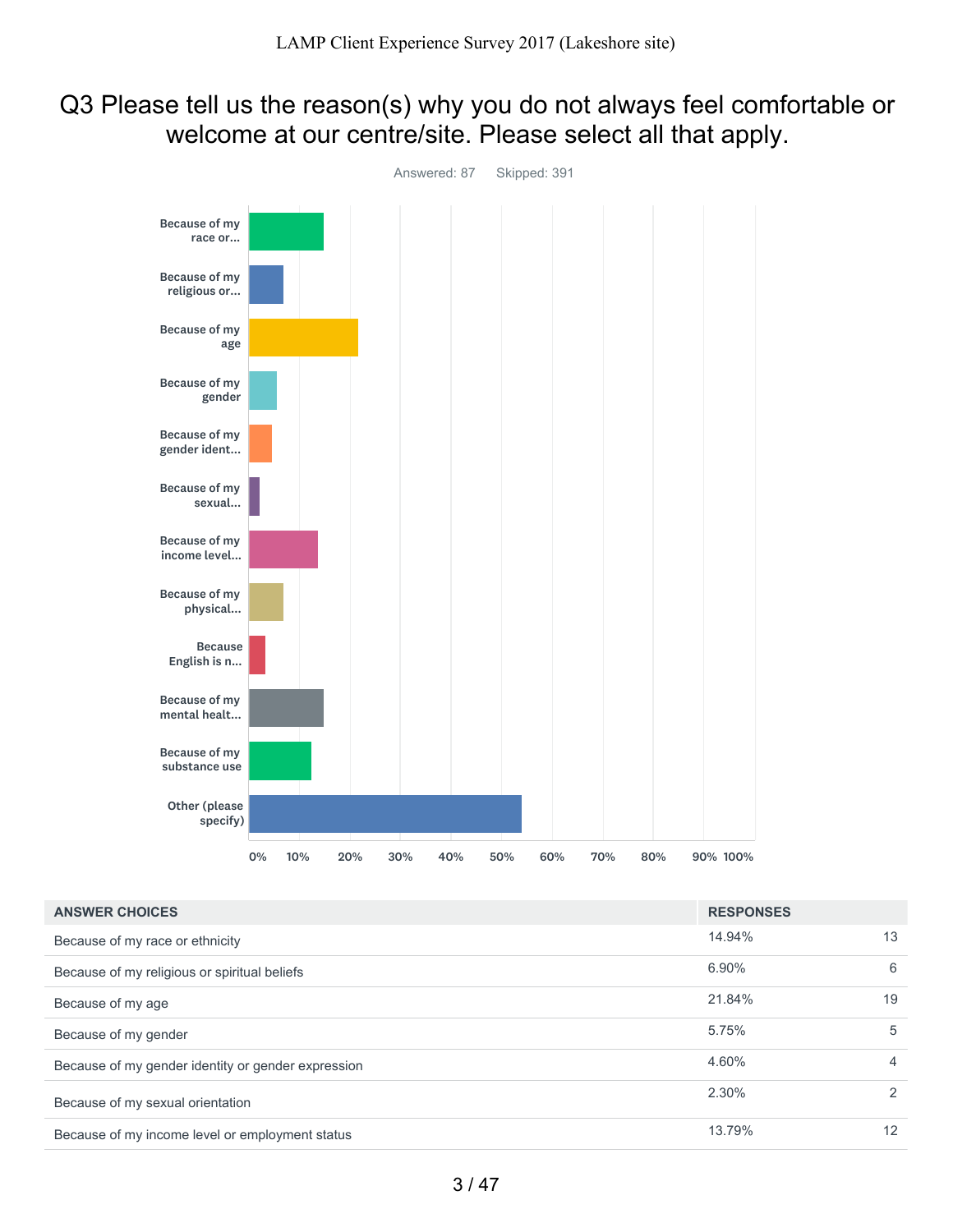# Q3 Please tell us the reason(s) why you do not always feel comfortable or welcome at our centre/site. Please select all that apply.

Answered: 87    Skipped: 391

| ANSWER CHOICES | RESPONSES | |
|---|---|---|
| Because of my race or ethnicity | 14.94% | 13 |
| Because of my religious or spiritual beliefs | 6.90% | 6 |
| Because of my age | 21.84% | 19 |
| Because of my gender | 5.75% | 5 |
| Because of my gender identity or gender expression | 4.60% | 4 |
| Because of my sexual orientation | 2.30% | 2 |
| Because of my income level or employment status | 13.79% | 12 |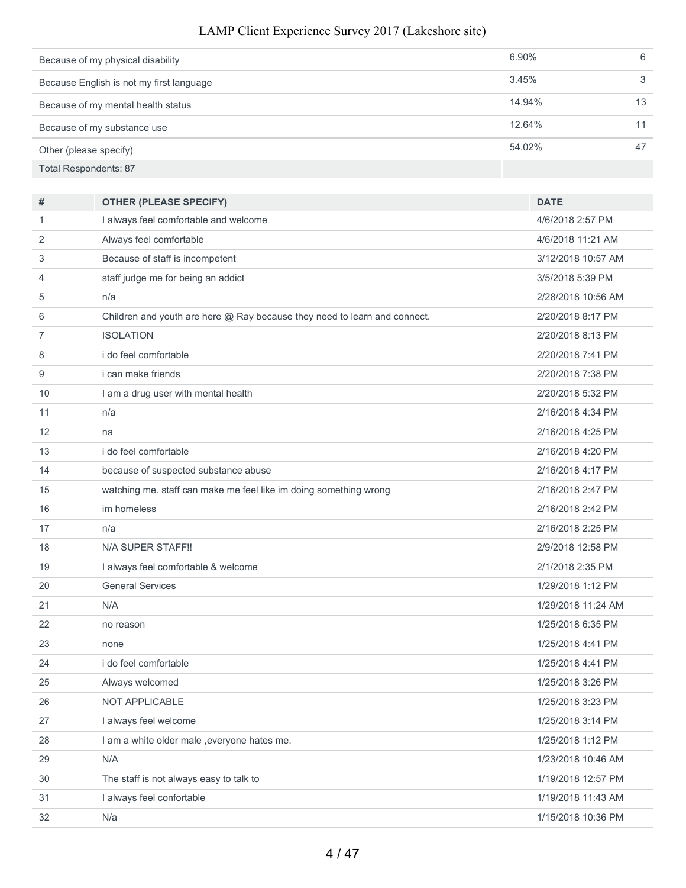| | | |
|---|---|---|
| Because of my physical disability | 6.90% | 6 |
| Because English is not my first language | 3.45% | 3 |
| Because of my mental health status | 14.94% | 13 |
| Because of my substance use | 12.64% | 11 |
| Other (please specify) | 54.02% | 47 |
| Total Respondents: 87 | | |

| # | OTHER (PLEASE SPECIFY) | DATE |
|---|---|---|
| 1 | I always feel comfortable and welcome | 4/6/2018 2:57 PM |
| 2 | Always feel comfortable | 4/6/2018 11:21 AM |
| 3 | Because of staff is incompetent | 3/12/2018 10:57 AM |
| 4 | staff judge me for being an addict | 3/5/2018 5:39 PM |
| 5 | n/a | 2/28/2018 10:56 AM |
| 6 | Children and youth are here @ Ray because they need to learn and connect. | 2/20/2018 8:17 PM |
| 7 | ISOLATION | 2/20/2018 8:13 PM |
| 8 | i do feel comfortable | 2/20/2018 7:41 PM |
| 9 | i can make friends | 2/20/2018 7:38 PM |
| 10 | I am a drug user with mental health | 2/20/2018 5:32 PM |
| 11 | n/a | 2/16/2018 4:34 PM |
| 12 | na | 2/16/2018 4:25 PM |
| 13 | i do feel comfortable | 2/16/2018 4:20 PM |
| 14 | because of suspected substance abuse | 2/16/2018 4:17 PM |
| 15 | watching me. staff can make me feel like im doing something wrong | 2/16/2018 2:47 PM |
| 16 | im homeless | 2/16/2018 2:42 PM |
| 17 | n/a | 2/16/2018 2:25 PM |
| 18 | N/A SUPER STAFF!! | 2/9/2018 12:58 PM |
| 19 | I always feel comfortable & welcome | 2/1/2018 2:35 PM |
| 20 | General Services | 1/29/2018 1:12 PM |
| 21 | N/A | 1/29/2018 11:24 AM |
| 22 | no reason | 1/25/2018 6:35 PM |
| 23 | none | 1/25/2018 4:41 PM |
| 24 | i do feel comfortable | 1/25/2018 4:41 PM |
| 25 | Always welcomed | 1/25/2018 3:26 PM |
| 26 | NOT APPLICABLE | 1/25/2018 3:23 PM |
| 27 | I always feel welcome | 1/25/2018 3:14 PM |
| 28 | I am a white older male ,everyone hates me. | 1/25/2018 1:12 PM |
| 29 | N/A | 1/23/2018 10:46 AM |
| 30 | The staff is not always easy to talk to | 1/19/2018 12:57 PM |
| 31 | I always feel confortable | 1/19/2018 11:43 AM |
| 32 | N/a | 1/15/2018 10:36 PM |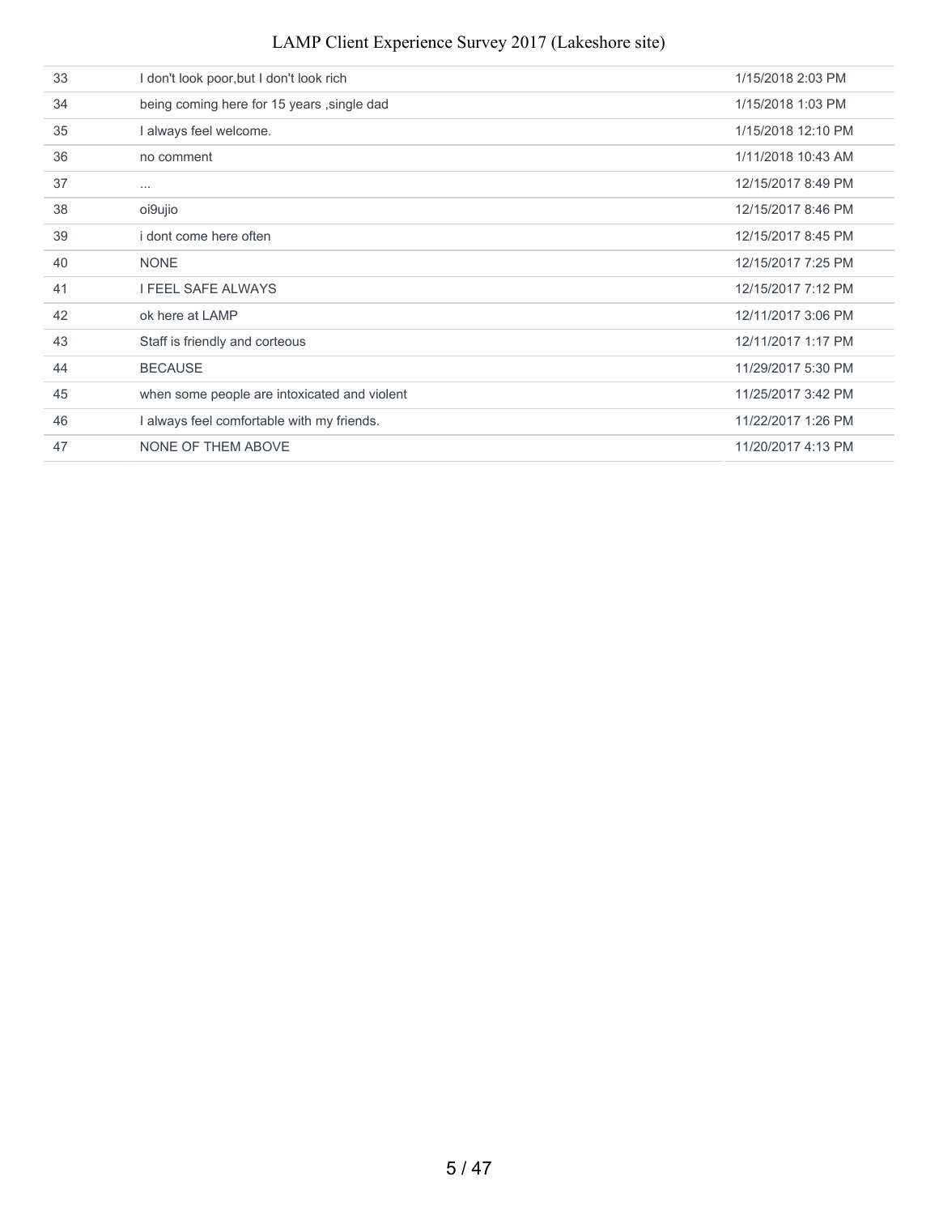| | | |
|---|---|---|
| 33 | I don't look poor,but I don't look rich | 1/15/2018 2:03 PM |
| 34 | being coming here for 15 years ,single dad | 1/15/2018 1:03 PM |
| 35 | I always feel welcome. | 1/15/2018 12:10 PM |
| 36 | no comment | 1/11/2018 10:43 AM |
| 37 | ... | 12/15/2017 8:49 PM |
| 38 | oi9ujio | 12/15/2017 8:46 PM |
| 39 | i dont come here often | 12/15/2017 8:45 PM |
| 40 | NONE | 12/15/2017 7:25 PM |
| 41 | I FEEL SAFE ALWAYS | 12/15/2017 7:12 PM |
| 42 | ok here at LAMP | 12/11/2017 3:06 PM |
| 43 | Staff is friendly and corteous | 12/11/2017 1:17 PM |
| 44 | BECAUSE | 11/29/2017 5:30 PM |
| 45 | when some people are intoxicated and violent | 11/25/2017 3:42 PM |
| 46 | I always feel comfortable with my friends. | 11/22/2017 1:26 PM |
| 47 | NONE OF THEM ABOVE | 11/20/2017 4:13 PM |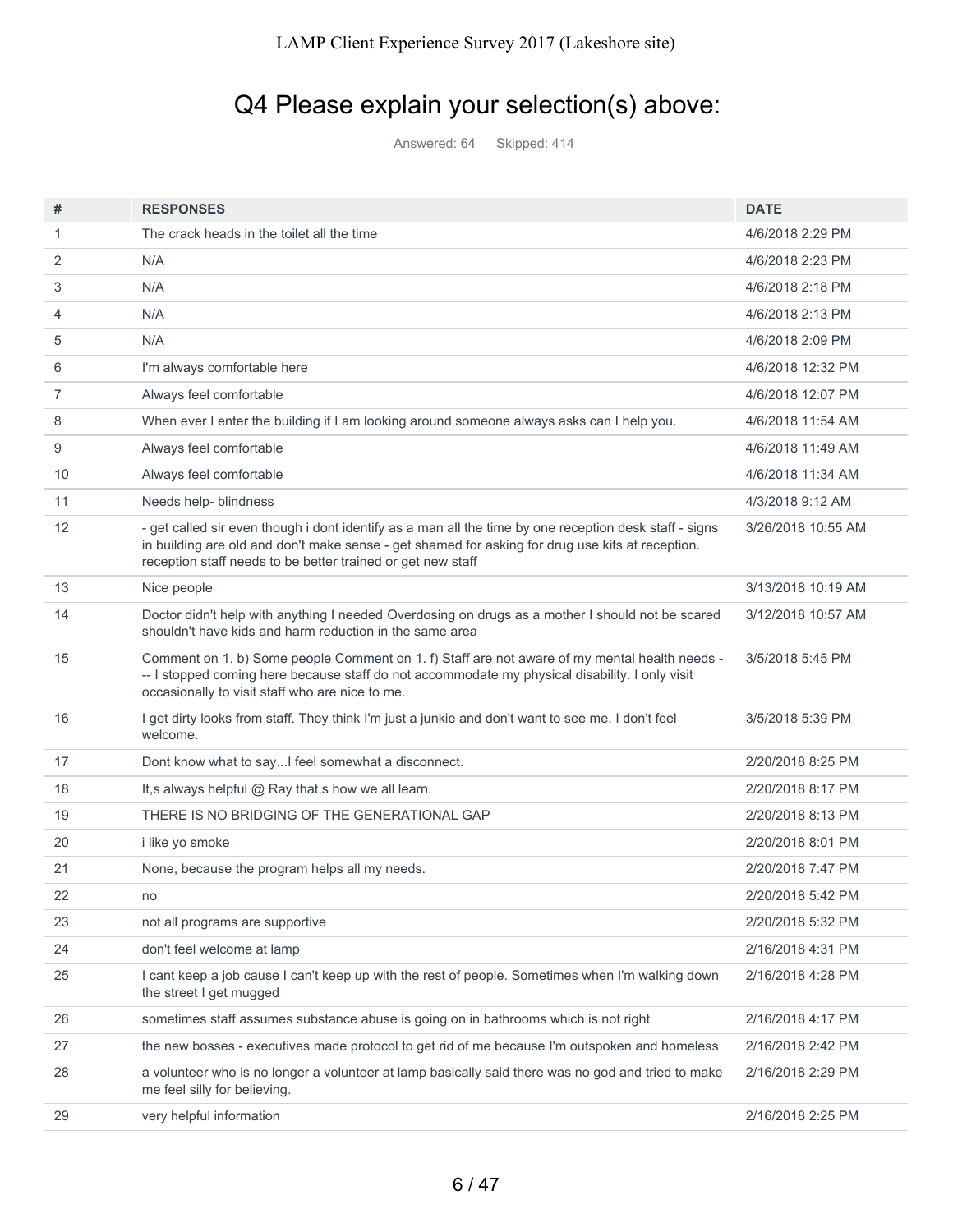## Q4 Please explain your selection(s) above:

Answered: 64 Skipped: 414

| # | RESPONSES | DATE |
|---|---|---|
| 1 | The crack heads in the toilet all the time | 4/6/2018 2:29 PM |
| 2 | N/A | 4/6/2018 2:23 PM |
| 3 | N/A | 4/6/2018 2:18 PM |
| 4 | N/A | 4/6/2018 2:13 PM |
| 5 | N/A | 4/6/2018 2:09 PM |
| 6 | I'm always comfortable here | 4/6/2018 12:32 PM |
| 7 | Always feel comfortable | 4/6/2018 12:07 PM |
| 8 | When ever I enter the building if I am looking around someone always asks can I help you. | 4/6/2018 11:54 AM |
| 9 | Always feel comfortable | 4/6/2018 11:49 AM |
| 10 | Always feel comfortable | 4/6/2018 11:34 AM |
| 11 | Needs help- blindness | 4/3/2018 9:12 AM |
| 12 | - get called sir even though i dont identify as a man all the time by one reception desk staff - signs in building are old and don't make sense - get shamed for asking for drug use kits at reception. reception staff needs to be better trained or get new staff | 3/26/2018 10:55 AM |
| 13 | Nice people | 3/13/2018 10:19 AM |
| 14 | Doctor didn't help with anything I needed Overdosing on drugs as a mother I should not be scared shouldn't have kids and harm reduction in the same area | 3/12/2018 10:57 AM |
| 15 | Comment on 1. b) Some people Comment on 1. f) Staff are not aware of my mental health needs -- I stopped coming here because staff do not accommodate my physical disability. I only visit occasionally to visit staff who are nice to me. | 3/5/2018 5:45 PM |
| 16 | I get dirty looks from staff. They think I'm just a junkie and don't want to see me. I don't feel welcome. | 3/5/2018 5:39 PM |
| 17 | Dont know what to say...I feel somewhat a disconnect. | 2/20/2018 8:25 PM |
| 18 | It,s always helpful @ Ray that,s how we all learn. | 2/20/2018 8:17 PM |
| 19 | THERE IS NO BRIDGING OF THE GENERATIONAL GAP | 2/20/2018 8:13 PM |
| 20 | i like yo smoke | 2/20/2018 8:01 PM |
| 21 | None, because the program helps all my needs. | 2/20/2018 7:47 PM |
| 22 | no | 2/20/2018 5:42 PM |
| 23 | not all programs are supportive | 2/20/2018 5:32 PM |
| 24 | don't feel welcome at lamp | 2/16/2018 4:31 PM |
| 25 | I cant keep a job cause I can't keep up with the rest of people. Sometimes when I'm walking down the street I get mugged | 2/16/2018 4:28 PM |
| 26 | sometimes staff assumes substance abuse is going on in bathrooms which is not right | 2/16/2018 4:17 PM |
| 27 | the new bosses - executives made protocol to get rid of me because I'm outspoken and homeless | 2/16/2018 2:42 PM |
| 28 | a volunteer who is no longer a volunteer at lamp basically said there was no god and tried to make me feel silly for believing. | 2/16/2018 2:29 PM |
| 29 | very helpful information | 2/16/2018 2:25 PM |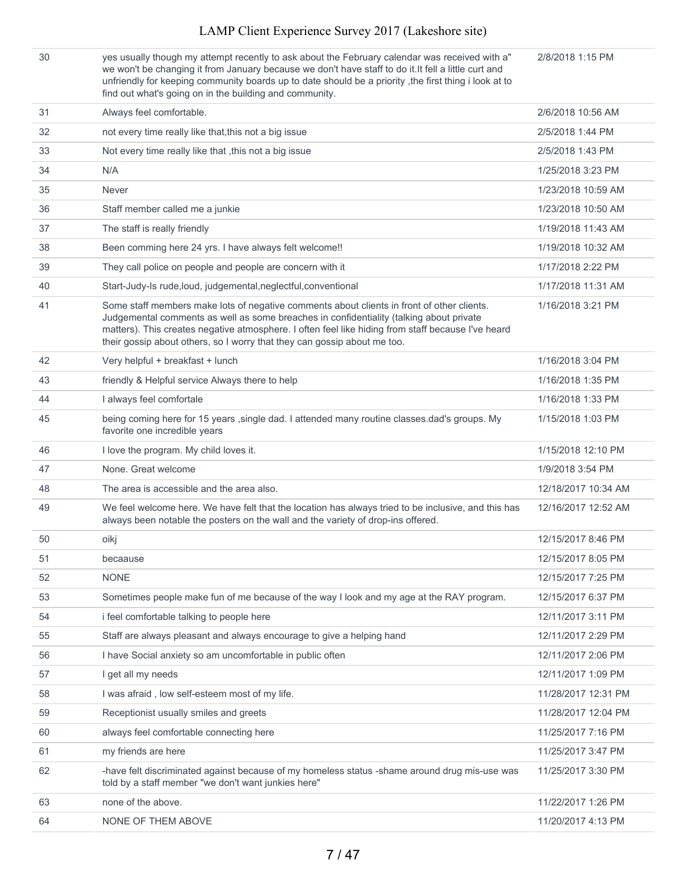| | | |
|---|---|---|
| 30 | yes usually though my attempt recently to ask about the February calendar was received with a" we won't be changing it from January because we don't have staff to do it.It fell a little curt and unfriendly for keeping community boards up to date should be a priority ,the first thing i look at to find out what's going on in the building and community. | 2/8/2018 1:15 PM |
| 31 | Always feel comfortable. | 2/6/2018 10:56 AM |
| 32 | not every time really like that,this not a big issue | 2/5/2018 1:44 PM |
| 33 | Not every time really like that ,this not a big issue | 2/5/2018 1:43 PM |
| 34 | N/A | 1/25/2018 3:23 PM |
| 35 | Never | 1/23/2018 10:59 AM |
| 36 | Staff member called me a junkie | 1/23/2018 10:50 AM |
| 37 | The staff is really friendly | 1/19/2018 11:43 AM |
| 38 | Been comming here 24 yrs. I have always felt welcome!! | 1/19/2018 10:32 AM |
| 39 | They call police on people and people are concern with it | 1/17/2018 2:22 PM |
| 40 | Start-Judy-Is rude,loud, judgemental,neglectful,conventional | 1/17/2018 11:31 AM |
| 41 | Some staff members make lots of negative comments about clients in front of other clients. Judgemental comments as well as some breaches in confidentiality (talking about private matters). This creates negative atmosphere. I often feel like hiding from staff because I've heard their gossip about others, so I worry that they can gossip about me too. | 1/16/2018 3:21 PM |
| 42 | Very helpful + breakfast + lunch | 1/16/2018 3:04 PM |
| 43 | friendly & Helpful service Always there to help | 1/16/2018 1:35 PM |
| 44 | I always feel comfortale | 1/16/2018 1:33 PM |
| 45 | being coming here for 15 years ,single dad. I attended many routine classes.dad's groups. My favorite one incredible years | 1/15/2018 1:03 PM |
| 46 | I love the program. My child loves it. | 1/15/2018 12:10 PM |
| 47 | None. Great welcome | 1/9/2018 3:54 PM |
| 48 | The area is accessible and the area also. | 12/18/2017 10:34 AM |
| 49 | We feel welcome here. We have felt that the location has always tried to be inclusive, and this has always been notable the posters on the wall and the variety of drop-ins offered. | 12/16/2017 12:52 AM |
| 50 | oikj | 12/15/2017 8:46 PM |
| 51 | becaause | 12/15/2017 8:05 PM |
| 52 | NONE | 12/15/2017 7:25 PM |
| 53 | Sometimes people make fun of me because of the way I look and my age at the RAY program. | 12/15/2017 6:37 PM |
| 54 | i feel comfortable talking to people here | 12/11/2017 3:11 PM |
| 55 | Staff are always pleasant and always encourage to give a helping hand | 12/11/2017 2:29 PM |
| 56 | I have Social anxiety so am uncomfortable in public often | 12/11/2017 2:06 PM |
| 57 | I get all my needs | 12/11/2017 1:09 PM |
| 58 | I was afraid , low self-esteem most of my life. | 11/28/2017 12:31 PM |
| 59 | Receptionist usually smiles and greets | 11/28/2017 12:04 PM |
| 60 | always feel comfortable connecting here | 11/25/2017 7:16 PM |
| 61 | my friends are here | 11/25/2017 3:47 PM |
| 62 | -have felt discriminated against because of my homeless status -shame around drug mis-use was told by a staff member "we don't want junkies here" | 11/25/2017 3:30 PM |
| 63 | none of the above. | 11/22/2017 1:26 PM |
| 64 | NONE OF THEM ABOVE | 11/20/2017 4:13 PM |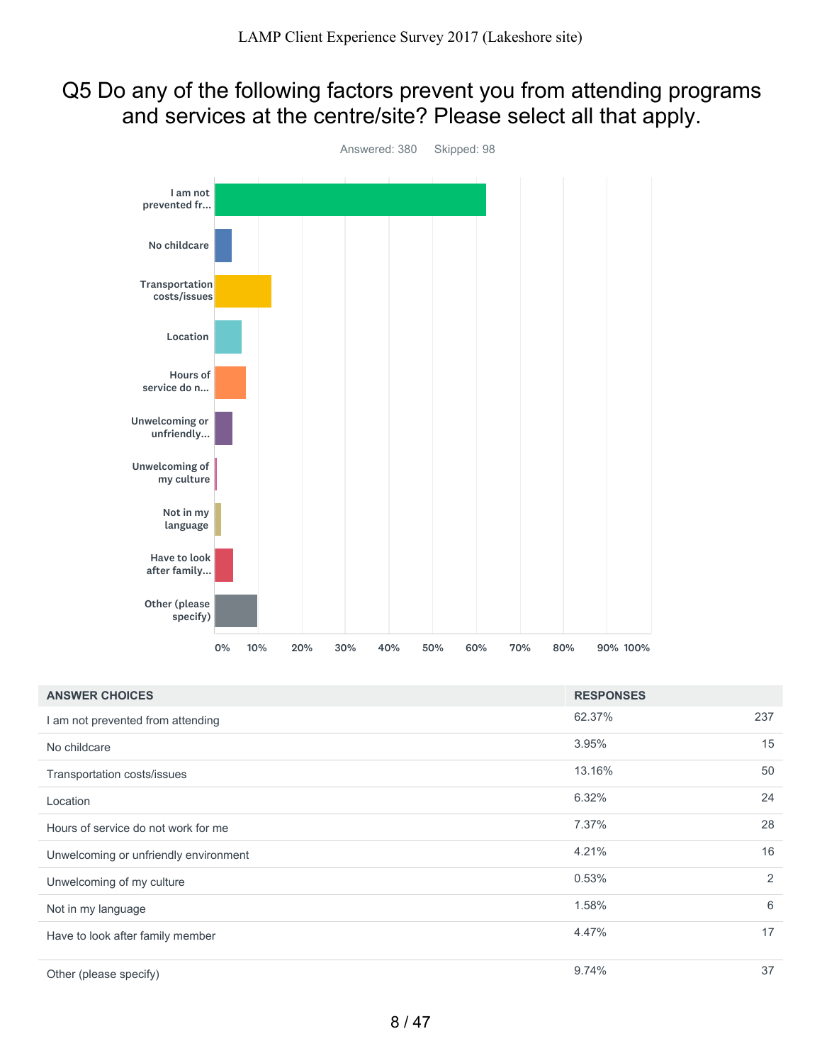# Q5 Do any of the following factors prevent you from attending programs and services at the centre/site? Please select all that apply.

Answered: 380 Skipped: 98

| ANSWER CHOICES | RESPONSES | |
|---|---|---|
| I am not prevented from attending | 62.37% | 237 |
| No childcare | 3.95% | 15 |
| Transportation costs/issues | 13.16% | 50 |
| Location | 6.32% | 24 |
| Hours of service do not work for me | 7.37% | 28 |
| Unwelcoming or unfriendly environment | 4.21% | 16 |
| Unwelcoming of my culture | 0.53% | 2 |
| Not in my language | 1.58% | 6 |
| Have to look after family member | 4.47% | 17 |
| Other (please specify) | 9.74% | 37 |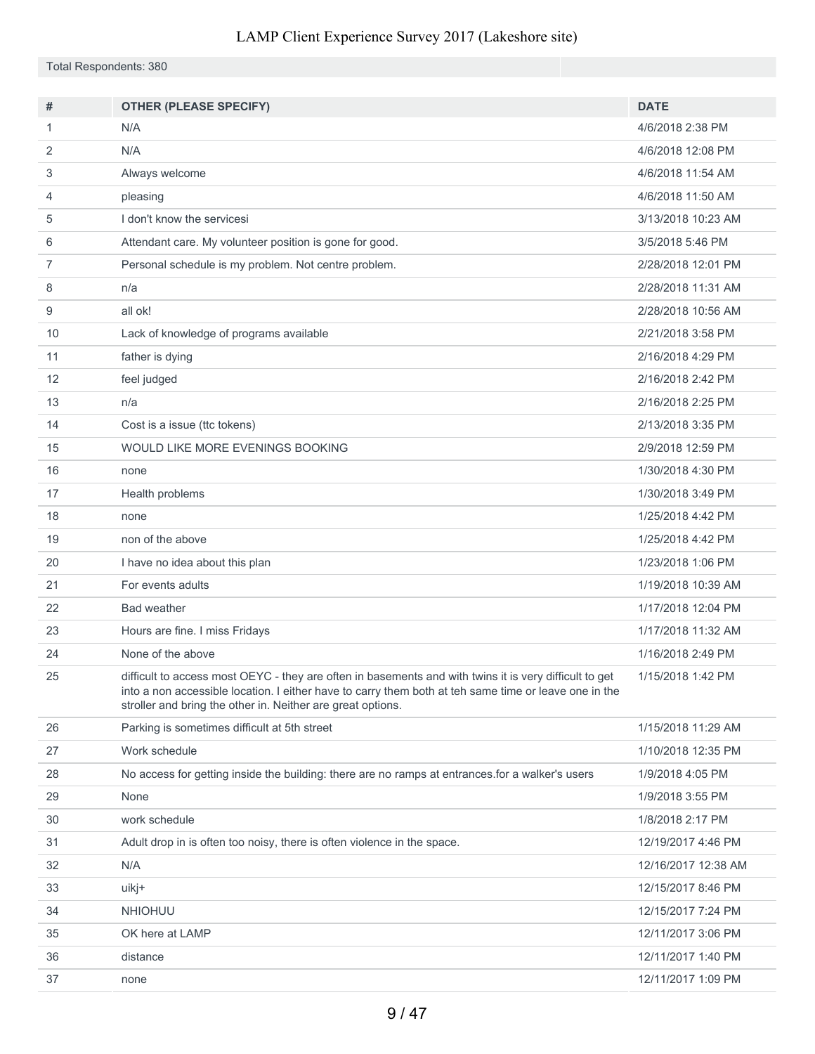Total Respondents: 380

| # | OTHER (PLEASE SPECIFY) | DATE |
|---|---|---|
| 1 | N/A | 4/6/2018 2:38 PM |
| 2 | N/A | 4/6/2018 12:08 PM |
| 3 | Always welcome | 4/6/2018 11:54 AM |
| 4 | pleasing | 4/6/2018 11:50 AM |
| 5 | I don't know the servicesi | 3/13/2018 10:23 AM |
| 6 | Attendant care. My volunteer position is gone for good. | 3/5/2018 5:46 PM |
| 7 | Personal schedule is my problem. Not centre problem. | 2/28/2018 12:01 PM |
| 8 | n/a | 2/28/2018 11:31 AM |
| 9 | all ok! | 2/28/2018 10:56 AM |
| 10 | Lack of knowledge of programs available | 2/21/2018 3:58 PM |
| 11 | father is dying | 2/16/2018 4:29 PM |
| 12 | feel judged | 2/16/2018 2:42 PM |
| 13 | n/a | 2/16/2018 2:25 PM |
| 14 | Cost is a issue (ttc tokens) | 2/13/2018 3:35 PM |
| 15 | WOULD LIKE MORE EVENINGS BOOKING | 2/9/2018 12:59 PM |
| 16 | none | 1/30/2018 4:30 PM |
| 17 | Health problems | 1/30/2018 3:49 PM |
| 18 | none | 1/25/2018 4:42 PM |
| 19 | non of the above | 1/25/2018 4:42 PM |
| 20 | I have no idea about this plan | 1/23/2018 1:06 PM |
| 21 | For events adults | 1/19/2018 10:39 AM |
| 22 | Bad weather | 1/17/2018 12:04 PM |
| 23 | Hours are fine. I miss Fridays | 1/17/2018 11:32 AM |
| 24 | None of the above | 1/16/2018 2:49 PM |
| 25 | difficult to access most OEYC - they are often in basements and with twins it is very difficult to get into a non accessible location. I either have to carry them both at teh same time or leave one in the stroller and bring the other in. Neither are great options. | 1/15/2018 1:42 PM |
| 26 | Parking is sometimes difficult at 5th street | 1/15/2018 11:29 AM |
| 27 | Work schedule | 1/10/2018 12:35 PM |
| 28 | No access for getting inside the building: there are no ramps at entrances.for a walker's users | 1/9/2018 4:05 PM |
| 29 | None | 1/9/2018 3:55 PM |
| 30 | work schedule | 1/8/2018 2:17 PM |
| 31 | Adult drop in is often too noisy, there is often violence in the space. | 12/19/2017 4:46 PM |
| 32 | N/A | 12/16/2017 12:38 AM |
| 33 | uikj+ | 12/15/2017 8:46 PM |
| 34 | NHIOHUU | 12/15/2017 7:24 PM |
| 35 | OK here at LAMP | 12/11/2017 3:06 PM |
| 36 | distance | 12/11/2017 1:40 PM |
| 37 | none | 12/11/2017 1:09 PM |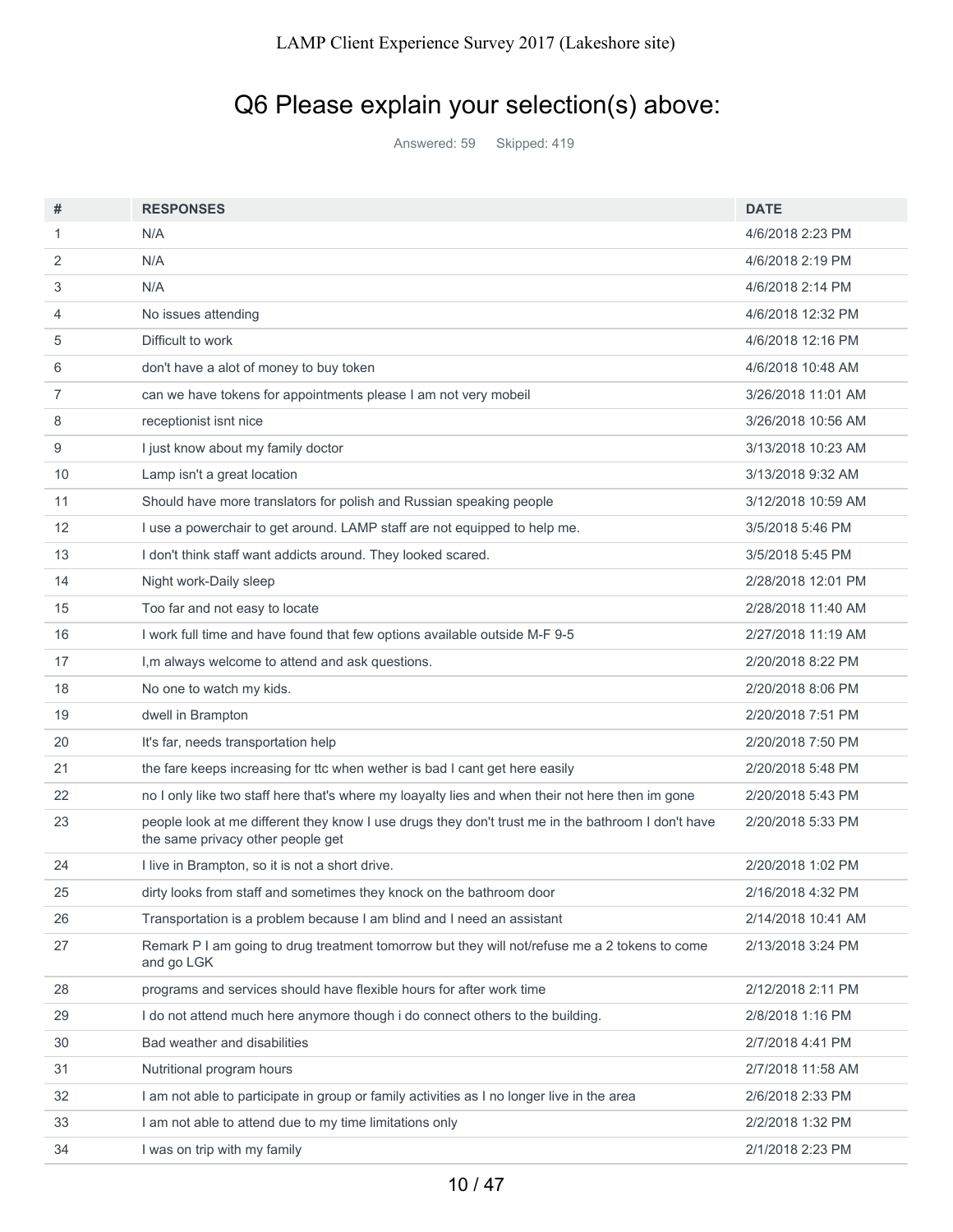## Q6 Please explain your selection(s) above:

Answered: 59 Skipped: 419

| # | RESPONSES | DATE |
|---|---|---|
| 1 | N/A | 4/6/2018 2:23 PM |
| 2 | N/A | 4/6/2018 2:19 PM |
| 3 | N/A | 4/6/2018 2:14 PM |
| 4 | No issues attending | 4/6/2018 12:32 PM |
| 5 | Difficult to work | 4/6/2018 12:16 PM |
| 6 | don't have a alot of money to buy token | 4/6/2018 10:48 AM |
| 7 | can we have tokens for appointments please I am not very mobeil | 3/26/2018 11:01 AM |
| 8 | receptionist isnt nice | 3/26/2018 10:56 AM |
| 9 | I just know about my family doctor | 3/13/2018 10:23 AM |
| 10 | Lamp isn't a great location | 3/13/2018 9:32 AM |
| 11 | Should have more translators for polish and Russian speaking people | 3/12/2018 10:59 AM |
| 12 | I use a powerchair to get around. LAMP staff are not equipped to help me. | 3/5/2018 5:46 PM |
| 13 | I don't think staff want addicts around. They looked scared. | 3/5/2018 5:45 PM |
| 14 | Night work-Daily sleep | 2/28/2018 12:01 PM |
| 15 | Too far and not easy to locate | 2/28/2018 11:40 AM |
| 16 | I work full time and have found that few options available outside M-F 9-5 | 2/27/2018 11:19 AM |
| 17 | I,m always welcome to attend and ask questions. | 2/20/2018 8:22 PM |
| 18 | No one to watch my kids. | 2/20/2018 8:06 PM |
| 19 | dwell in Brampton | 2/20/2018 7:51 PM |
| 20 | It's far, needs transportation help | 2/20/2018 7:50 PM |
| 21 | the fare keeps increasing for ttc when wether is bad I cant get here easily | 2/20/2018 5:48 PM |
| 22 | no I only like two staff here that's where my loayalty lies and when their not here then im gone | 2/20/2018 5:43 PM |
| 23 | people look at me different they know I use drugs they don't trust me in the bathroom I don't have the same privacy other people get | 2/20/2018 5:33 PM |
| 24 | I live in Brampton, so it is not a short drive. | 2/20/2018 1:02 PM |
| 25 | dirty looks from staff and sometimes they knock on the bathroom door | 2/16/2018 4:32 PM |
| 26 | Transportation is a problem because I am blind and I need an assistant | 2/14/2018 10:41 AM |
| 27 | Remark P I am going to drug treatment tomorrow but they will not/refuse me a 2 tokens to come and go LGK | 2/13/2018 3:24 PM |
| 28 | programs and services should have flexible hours for after work time | 2/12/2018 2:11 PM |
| 29 | I do not attend much here anymore though i do connect others to the building. | 2/8/2018 1:16 PM |
| 30 | Bad weather and disabilities | 2/7/2018 4:41 PM |
| 31 | Nutritional program hours | 2/7/2018 11:58 AM |
| 32 | I am not able to participate in group or family activities as I no longer live in the area | 2/6/2018 2:33 PM |
| 33 | I am not able to attend due to my time limitations only | 2/2/2018 1:32 PM |
| 34 | I was on trip with my family | 2/1/2018 2:23 PM |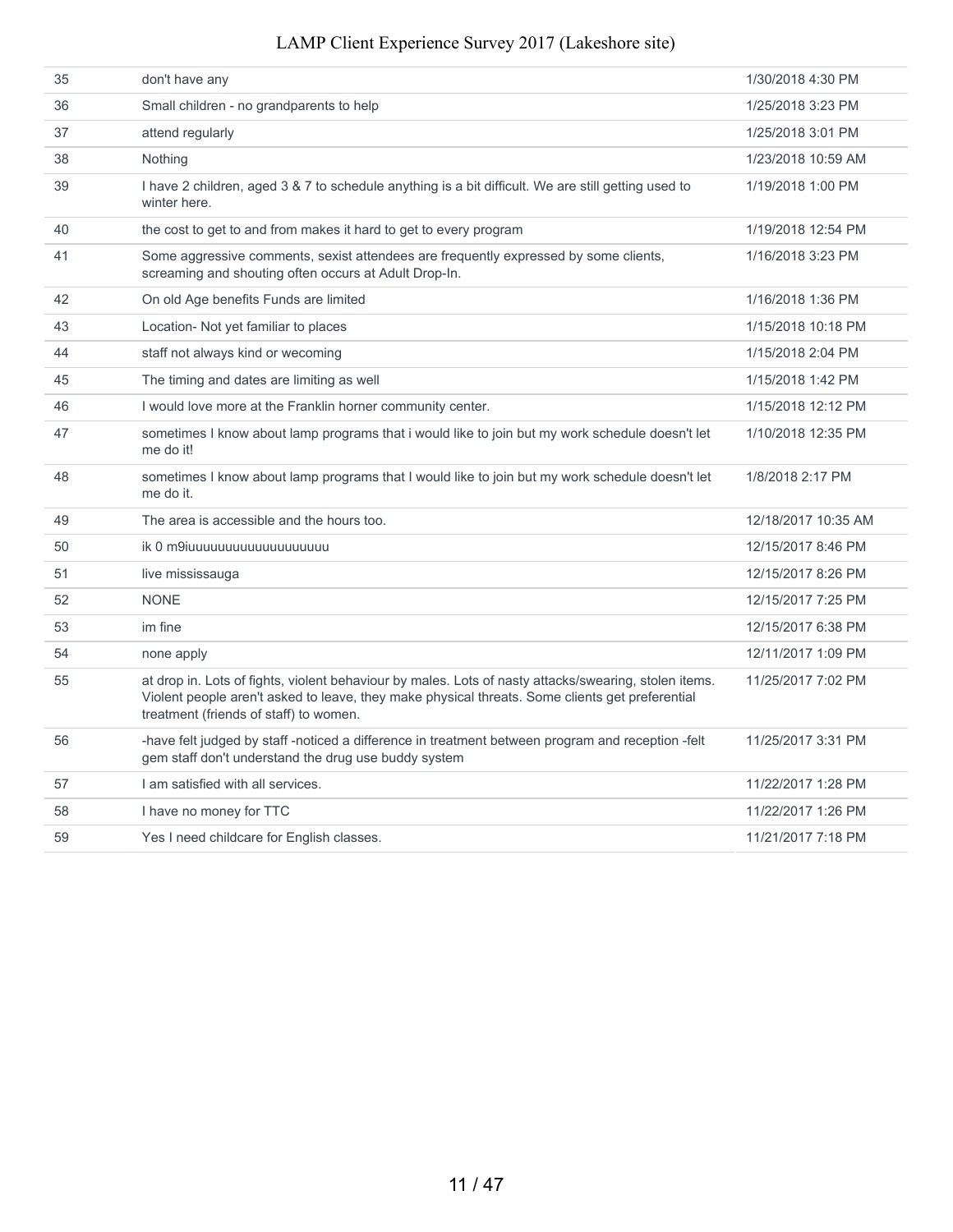| | | |
|---|---|---|
| 35 | don't have any | 1/30/2018 4:30 PM |
| 36 | Small children - no grandparents to help | 1/25/2018 3:23 PM |
| 37 | attend regularly | 1/25/2018 3:01 PM |
| 38 | Nothing | 1/23/2018 10:59 AM |
| 39 | I have 2 children, aged 3 & 7 to schedule anything is a bit difficult. We are still getting used to winter here. | 1/19/2018 1:00 PM |
| 40 | the cost to get to and from makes it hard to get to every program | 1/19/2018 12:54 PM |
| 41 | Some aggressive comments, sexist attendees are frequently expressed by some clients, screaming and shouting often occurs at Adult Drop-In. | 1/16/2018 3:23 PM |
| 42 | On old Age benefits Funds are limited | 1/16/2018 1:36 PM |
| 43 | Location- Not yet familiar to places | 1/15/2018 10:18 PM |
| 44 | staff not always kind or wecoming | 1/15/2018 2:04 PM |
| 45 | The timing and dates are limiting as well | 1/15/2018 1:42 PM |
| 46 | I would love more at the Franklin horner community center. | 1/15/2018 12:12 PM |
| 47 | sometimes I know about lamp programs that i would like to join but my work schedule doesn't let me do it! | 1/10/2018 12:35 PM |
| 48 | sometimes I know about lamp programs that I would like to join but my work schedule doesn't let me do it. | 1/8/2018 2:17 PM |
| 49 | The area is accessible and the hours too. | 12/18/2017 10:35 AM |
| 50 | ik 0 m9iuuuuuuuuuuuuuuuuuu | 12/15/2017 8:46 PM |
| 51 | live mississauga | 12/15/2017 8:26 PM |
| 52 | NONE | 12/15/2017 7:25 PM |
| 53 | im fine | 12/15/2017 6:38 PM |
| 54 | none apply | 12/11/2017 1:09 PM |
| 55 | at drop in. Lots of fights, violent behaviour by males. Lots of nasty attacks/swearing, stolen items. Violent people aren't asked to leave, they make physical threats. Some clients get preferential treatment (friends of staff) to women. | 11/25/2017 7:02 PM |
| 56 | -have felt judged by staff -noticed a difference in treatment between program and reception -felt gem staff don't understand the drug use buddy system | 11/25/2017 3:31 PM |
| 57 | I am satisfied with all services. | 11/22/2017 1:28 PM |
| 58 | I have no money for TTC | 11/22/2017 1:26 PM |
| 59 | Yes I need childcare for English classes. | 11/21/2017 7:18 PM |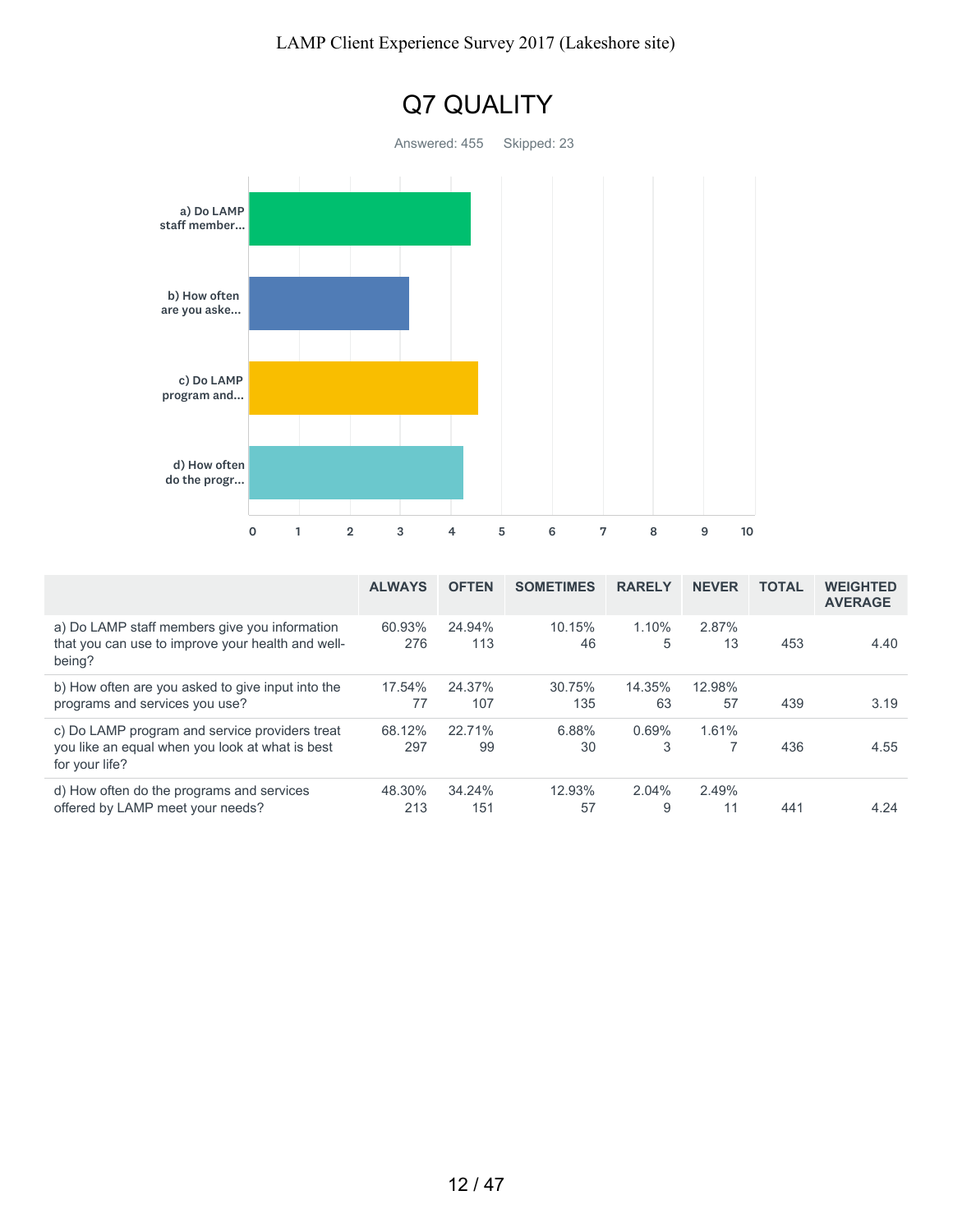# Q7 QUALITY

Answered: 455 Skipped: 23

| | ALWAYS | OFTEN | SOMETIMES | RARELY | NEVER | TOTAL | WEIGHTED AVERAGE |
|---|---|---|---|---|---|---|---|
| a) Do LAMP staff members give you information that you can use to improve your health and well-being? | 60.93% 276 | 24.94% 113 | 10.15% 46 | 1.10% 5 | 2.87% 13 | 453 | 4.40 |
| b) How often are you asked to give input into the programs and services you use? | 17.54% 77 | 24.37% 107 | 30.75% 135 | 14.35% 63 | 12.98% 57 | 439 | 3.19 |
| c) Do LAMP program and service providers treat you like an equal when you look at what is best for your life? | 68.12% 297 | 22.71% 99 | 6.88% 30 | 0.69% 3 | 1.61% 7 | 436 | 4.55 |
| d) How often do the programs and services offered by LAMP meet your needs? | 48.30% 213 | 34.24% 151 | 12.93% 57 | 2.04% 9 | 2.49% 11 | 441 | 4.24 |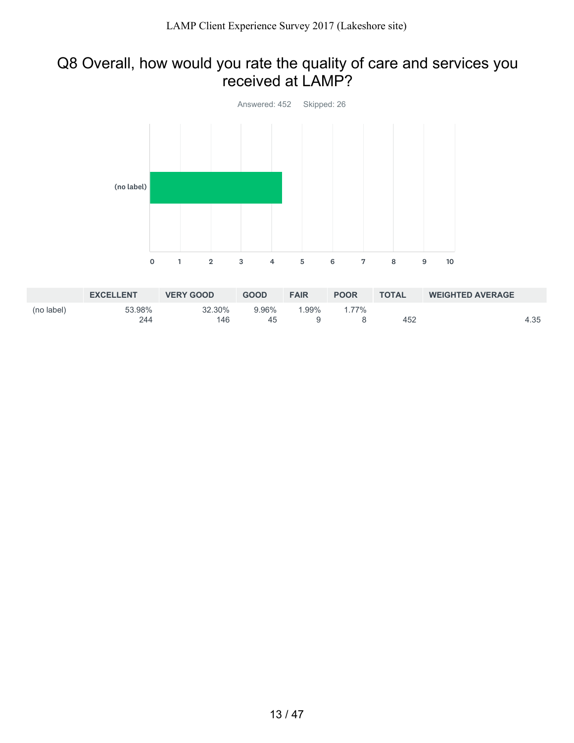## Q8 Overall, how would you rate the quality of care and services you received at LAMP?

Answered: 452 Skipped: 26

| | EXCELLENT | VERY GOOD | GOOD | FAIR | POOR | TOTAL | WEIGHTED AVERAGE |
|---|---|---|---|---|---|---|---|
| (no label) | 53.98%<br>244 | 32.30%<br>146 | 9.96%<br>45 | 1.99%<br>9 | 1.77%<br>8 | 452 | 4.35 |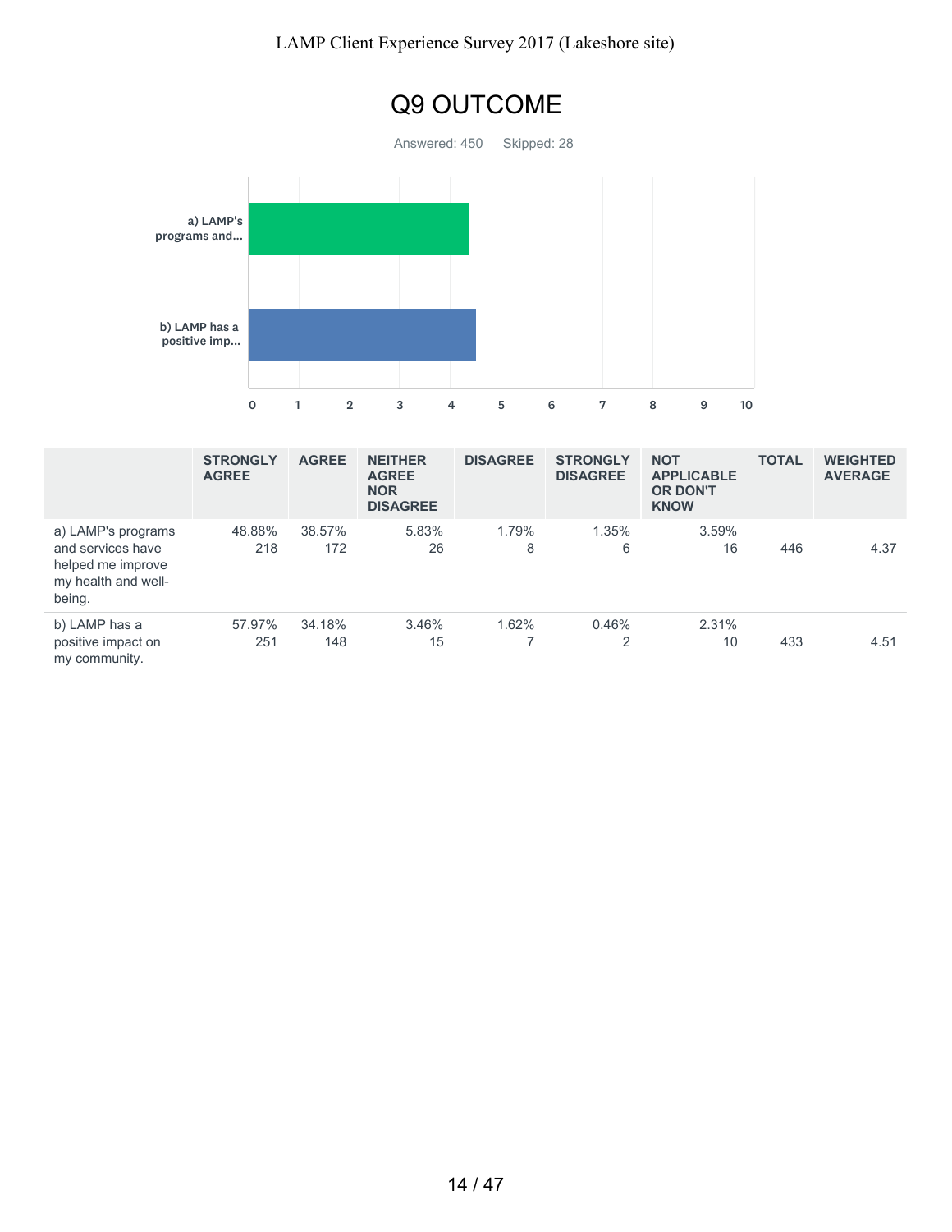# Q9 OUTCOME

Answered: 450 Skipped: 28

| | STRONGLY AGREE | AGREE | NEITHER AGREE NOR DISAGREE | DISAGREE | STRONGLY DISAGREE | NOT APPLICABLE OR DON'T KNOW | TOTAL | WEIGHTED AVERAGE |
|---|---|---|---|---|---|---|---|---|
| a) LAMP's programs and services have helped me improve my health and well-being. | 48.88% 218 | 38.57% 172 | 5.83% 26 | 1.79% 8 | 1.35% 6 | 3.59% 16 | 446 | 4.37 |
| b) LAMP has a positive impact on my community. | 57.97% 251 | 34.18% 148 | 3.46% 15 | 1.62% 7 | 0.46% 2 | 2.31% 10 | 433 | 4.51 |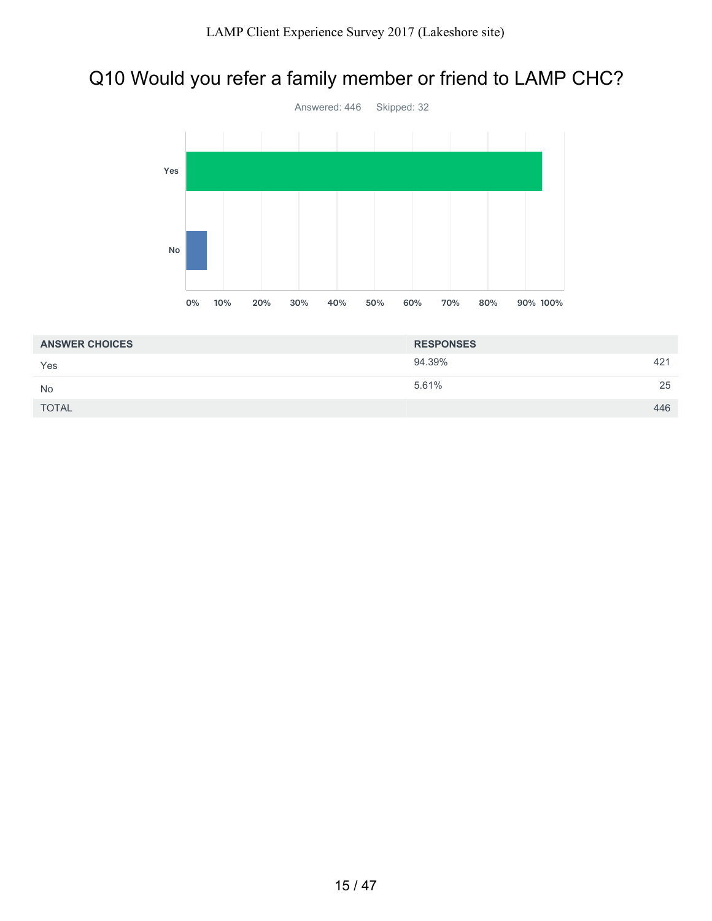## Q10 Would you refer a family member or friend to LAMP CHC?

Answered: 446 Skipped: 32

| ANSWER CHOICES | RESPONSES | |
|---|---|---|
| Yes | 94.39% | 421 |
| No | 5.61% | 25 |
| TOTAL | | 446 |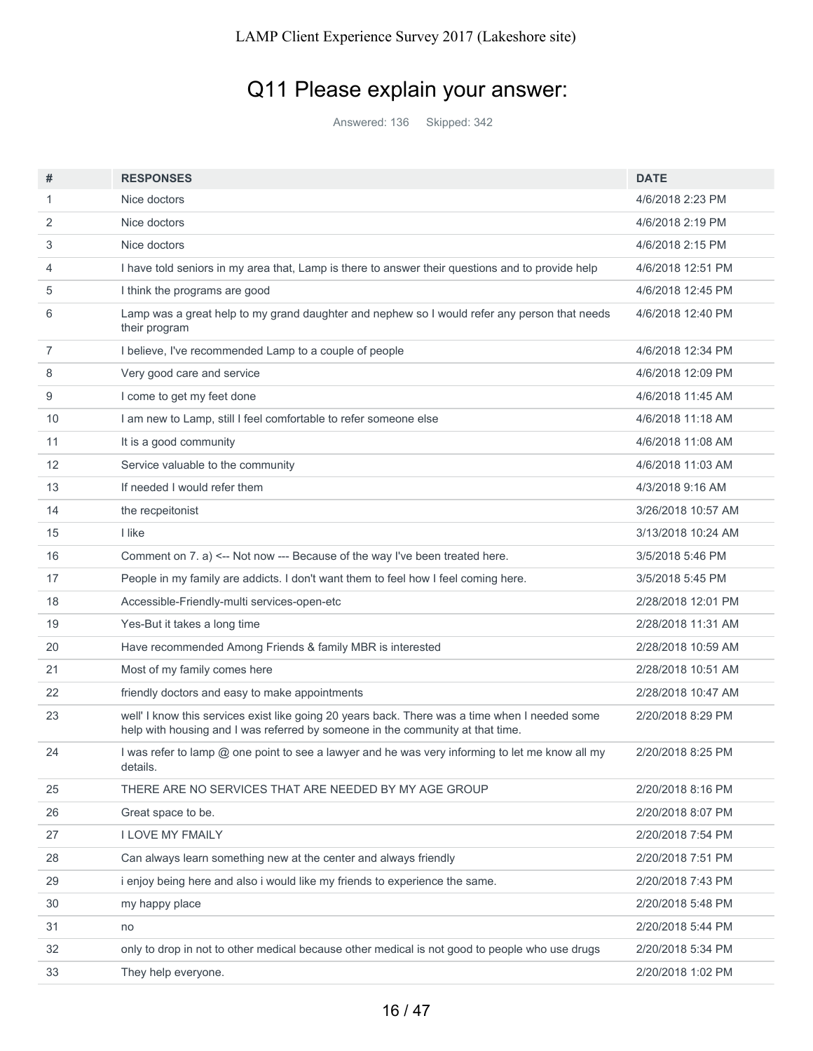## Q11 Please explain your answer:

Answered: 136  Skipped: 342

| # | RESPONSES | DATE |
|---|---|---|
| 1 | Nice doctors | 4/6/2018 2:23 PM |
| 2 | Nice doctors | 4/6/2018 2:19 PM |
| 3 | Nice doctors | 4/6/2018 2:15 PM |
| 4 | I have told seniors in my area that, Lamp is there to answer their questions and to provide help | 4/6/2018 12:51 PM |
| 5 | I think the programs are good | 4/6/2018 12:45 PM |
| 6 | Lamp was a great help to my grand daughter and nephew so I would refer any person that needs their program | 4/6/2018 12:40 PM |
| 7 | I believe, I've recommended Lamp to a couple of people | 4/6/2018 12:34 PM |
| 8 | Very good care and service | 4/6/2018 12:09 PM |
| 9 | I come to get my feet done | 4/6/2018 11:45 AM |
| 10 | I am new to Lamp, still I feel comfortable to refer someone else | 4/6/2018 11:18 AM |
| 11 | It is a good community | 4/6/2018 11:08 AM |
| 12 | Service valuable to the community | 4/6/2018 11:03 AM |
| 13 | If needed I would refer them | 4/3/2018 9:16 AM |
| 14 | the recpeitonist | 3/26/2018 10:57 AM |
| 15 | I like | 3/13/2018 10:24 AM |
| 16 | Comment on 7. a) <-- Not now --- Because of the way I've been treated here. | 3/5/2018 5:46 PM |
| 17 | People in my family are addicts. I don't want them to feel how I feel coming here. | 3/5/2018 5:45 PM |
| 18 | Accessible-Friendly-multi services-open-etc | 2/28/2018 12:01 PM |
| 19 | Yes-But it takes a long time | 2/28/2018 11:31 AM |
| 20 | Have recommended Among Friends & family MBR is interested | 2/28/2018 10:59 AM |
| 21 | Most of my family comes here | 2/28/2018 10:51 AM |
| 22 | friendly doctors and easy to make appointments | 2/28/2018 10:47 AM |
| 23 | well' I know this services exist like going 20 years back. There was a time when I needed some help with housing and I was referred by someone in the community at that time. | 2/20/2018 8:29 PM |
| 24 | I was refer to lamp @ one point to see a lawyer and he was very informing to let me know all my details. | 2/20/2018 8:25 PM |
| 25 | THERE ARE NO SERVICES THAT ARE NEEDED BY MY AGE GROUP | 2/20/2018 8:16 PM |
| 26 | Great space to be. | 2/20/2018 8:07 PM |
| 27 | I LOVE MY FMAILY | 2/20/2018 7:54 PM |
| 28 | Can always learn something new at the center and always friendly | 2/20/2018 7:51 PM |
| 29 | i enjoy being here and also i would like my friends to experience the same. | 2/20/2018 7:43 PM |
| 30 | my happy place | 2/20/2018 5:48 PM |
| 31 | no | 2/20/2018 5:44 PM |
| 32 | only to drop in not to other medical because other medical is not good to people who use drugs | 2/20/2018 5:34 PM |
| 33 | They help everyone. | 2/20/2018 1:02 PM |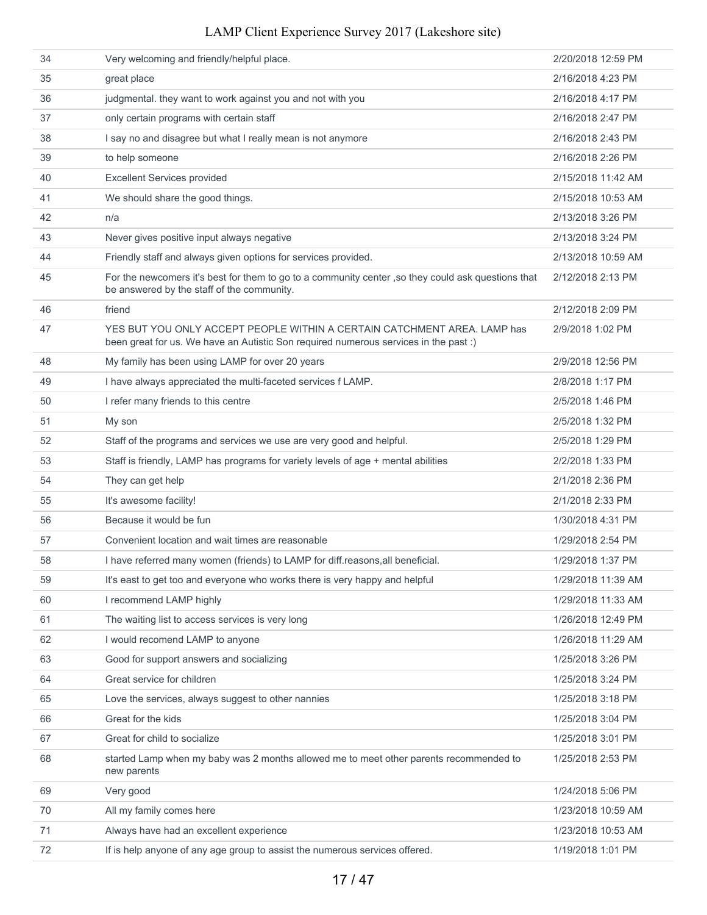| | | |
|---|---|---|
| 34 | Very welcoming and friendly/helpful place. | 2/20/2018 12:59 PM |
| 35 | great place | 2/16/2018 4:23 PM |
| 36 | judgmental. they want to work against you and not with you | 2/16/2018 4:17 PM |
| 37 | only certain programs with certain staff | 2/16/2018 2:47 PM |
| 38 | I say no and disagree but what I really mean is not anymore | 2/16/2018 2:43 PM |
| 39 | to help someone | 2/16/2018 2:26 PM |
| 40 | Excellent Services provided | 2/15/2018 11:42 AM |
| 41 | We should share the good things. | 2/15/2018 10:53 AM |
| 42 | n/a | 2/13/2018 3:26 PM |
| 43 | Never gives positive input always negative | 2/13/2018 3:24 PM |
| 44 | Friendly staff and always given options for services provided. | 2/13/2018 10:59 AM |
| 45 | For the newcomers it's best for them to go to a community center ,so they could ask questions that be answered by the staff of the community. | 2/12/2018 2:13 PM |
| 46 | friend | 2/12/2018 2:09 PM |
| 47 | YES BUT YOU ONLY ACCEPT PEOPLE WITHIN A CERTAIN CATCHMENT AREA. LAMP has been great for us. We have an Autistic Son required numerous services in the past :) | 2/9/2018 1:02 PM |
| 48 | My family has been using LAMP for over 20 years | 2/9/2018 12:56 PM |
| 49 | I have always appreciated the multi-faceted services f LAMP. | 2/8/2018 1:17 PM |
| 50 | I refer many friends to this centre | 2/5/2018 1:46 PM |
| 51 | My son | 2/5/2018 1:32 PM |
| 52 | Staff of the programs and services we use are very good and helpful. | 2/5/2018 1:29 PM |
| 53 | Staff is friendly, LAMP has programs for variety levels of age + mental abilities | 2/2/2018 1:33 PM |
| 54 | They can get help | 2/1/2018 2:36 PM |
| 55 | It's awesome facility! | 2/1/2018 2:33 PM |
| 56 | Because it would be fun | 1/30/2018 4:31 PM |
| 57 | Convenient location and wait times are reasonable | 1/29/2018 2:54 PM |
| 58 | I have referred many women (friends) to LAMP for diff.reasons,all beneficial. | 1/29/2018 1:37 PM |
| 59 | It's east to get too and everyone who works there is very happy and helpful | 1/29/2018 11:39 AM |
| 60 | I recommend LAMP highly | 1/29/2018 11:33 AM |
| 61 | The waiting list to access services is very long | 1/26/2018 12:49 PM |
| 62 | I would recomend LAMP to anyone | 1/26/2018 11:29 AM |
| 63 | Good for support answers and socializing | 1/25/2018 3:26 PM |
| 64 | Great service for children | 1/25/2018 3:24 PM |
| 65 | Love the services, always suggest to other nannies | 1/25/2018 3:18 PM |
| 66 | Great for the kids | 1/25/2018 3:04 PM |
| 67 | Great for child to socialize | 1/25/2018 3:01 PM |
| 68 | started Lamp when my baby was 2 months allowed me to meet other parents recommended to new parents | 1/25/2018 2:53 PM |
| 69 | Very good | 1/24/2018 5:06 PM |
| 70 | All my family comes here | 1/23/2018 10:59 AM |
| 71 | Always have had an excellent experience | 1/23/2018 10:53 AM |
| 72 | If is help anyone of any age group to assist the numerous services offered. | 1/19/2018 1:01 PM |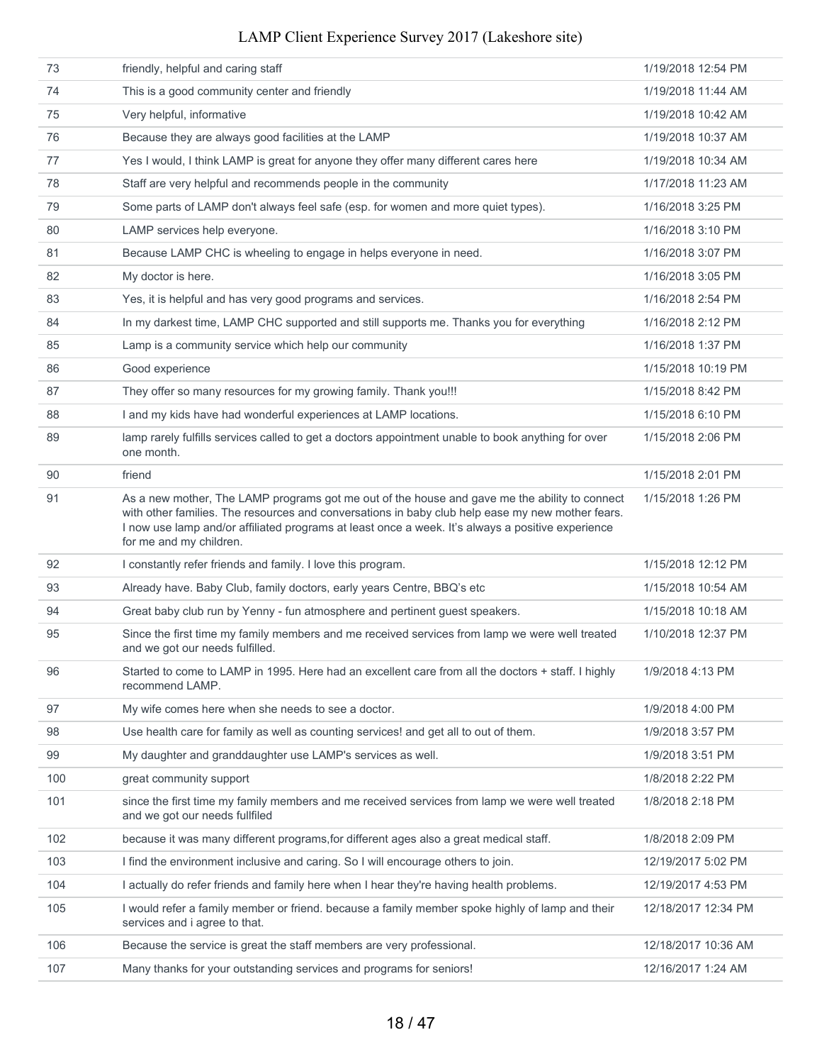| | | |
|---|---|---|
| 73 | friendly, helpful and caring staff | 1/19/2018 12:54 PM |
| 74 | This is a good community center and friendly | 1/19/2018 11:44 AM |
| 75 | Very helpful, informative | 1/19/2018 10:42 AM |
| 76 | Because they are always good facilities at the LAMP | 1/19/2018 10:37 AM |
| 77 | Yes I would, I think LAMP is great for anyone they offer many different cares here | 1/19/2018 10:34 AM |
| 78 | Staff are very helpful and recommends people in the community | 1/17/2018 11:23 AM |
| 79 | Some parts of LAMP don't always feel safe (esp. for women and more quiet types). | 1/16/2018 3:25 PM |
| 80 | LAMP services help everyone. | 1/16/2018 3:10 PM |
| 81 | Because LAMP CHC is wheeling to engage in helps everyone in need. | 1/16/2018 3:07 PM |
| 82 | My doctor is here. | 1/16/2018 3:05 PM |
| 83 | Yes, it is helpful and has very good programs and services. | 1/16/2018 2:54 PM |
| 84 | In my darkest time, LAMP CHC supported and still supports me. Thanks you for everything | 1/16/2018 2:12 PM |
| 85 | Lamp is a community service which help our community | 1/16/2018 1:37 PM |
| 86 | Good experience | 1/15/2018 10:19 PM |
| 87 | They offer so many resources for my growing family. Thank you!!! | 1/15/2018 8:42 PM |
| 88 | I and my kids have had wonderful experiences at LAMP locations. | 1/15/2018 6:10 PM |
| 89 | lamp rarely fulfills services called to get a doctors appointment unable to book anything for over one month. | 1/15/2018 2:06 PM |
| 90 | friend | 1/15/2018 2:01 PM |
| 91 | As a new mother, The LAMP programs got me out of the house and gave me the ability to connect with other families. The resources and conversations in baby club help ease my new mother fears. I now use lamp and/or affiliated programs at least once a week. It's always a positive experience for me and my children. | 1/15/2018 1:26 PM |
| 92 | I constantly refer friends and family. I love this program. | 1/15/2018 12:12 PM |
| 93 | Already have. Baby Club, family doctors, early years Centre, BBQ's etc | 1/15/2018 10:54 AM |
| 94 | Great baby club run by Yenny - fun atmosphere and pertinent guest speakers. | 1/15/2018 10:18 AM |
| 95 | Since the first time my family members and me received services from lamp we were well treated and we got our needs fulfilled. | 1/10/2018 12:37 PM |
| 96 | Started to come to LAMP in 1995. Here had an excellent care from all the doctors + staff. I highly recommend LAMP. | 1/9/2018 4:13 PM |
| 97 | My wife comes here when she needs to see a doctor. | 1/9/2018 4:00 PM |
| 98 | Use health care for family as well as counting services! and get all to out of them. | 1/9/2018 3:57 PM |
| 99 | My daughter and granddaughter use LAMP's services as well. | 1/9/2018 3:51 PM |
| 100 | great community support | 1/8/2018 2:22 PM |
| 101 | since the first time my family members and me received services from lamp we were well treated and we got our needs fullfiled | 1/8/2018 2:18 PM |
| 102 | because it was many different programs,for different ages also a great medical staff. | 1/8/2018 2:09 PM |
| 103 | I find the environment inclusive and caring. So I will encourage others to join. | 12/19/2017 5:02 PM |
| 104 | I actually do refer friends and family here when I hear they're having health problems. | 12/19/2017 4:53 PM |
| 105 | I would refer a family member or friend. because a family member spoke highly of lamp and their services and i agree to that. | 12/18/2017 12:34 PM |
| 106 | Because the service is great the staff members are very professional. | 12/18/2017 10:36 AM |
| 107 | Many thanks for your outstanding services and programs for seniors! | 12/16/2017 1:24 AM |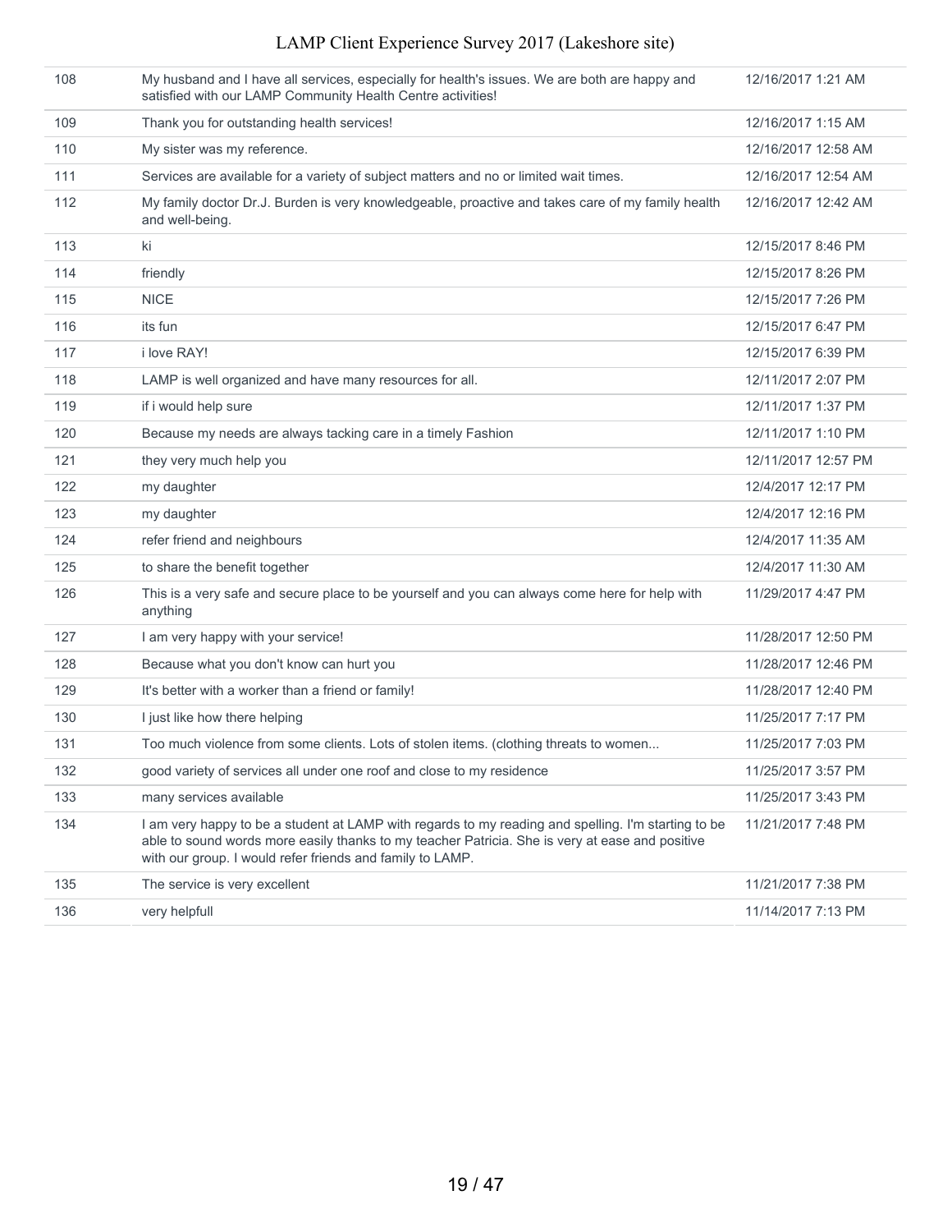| | | |
|---|---|---|
| 108 | My husband and I have all services, especially for health's issues. We are both are happy and satisfied with our LAMP Community Health Centre activities! | 12/16/2017 1:21 AM |
| 109 | Thank you for outstanding health services! | 12/16/2017 1:15 AM |
| 110 | My sister was my reference. | 12/16/2017 12:58 AM |
| 111 | Services are available for a variety of subject matters and no or limited wait times. | 12/16/2017 12:54 AM |
| 112 | My family doctor Dr.J. Burden is very knowledgeable, proactive and takes care of my family health and well-being. | 12/16/2017 12:42 AM |
| 113 | ki | 12/15/2017 8:46 PM |
| 114 | friendly | 12/15/2017 8:26 PM |
| 115 | NICE | 12/15/2017 7:26 PM |
| 116 | its fun | 12/15/2017 6:47 PM |
| 117 | i love RAY! | 12/15/2017 6:39 PM |
| 118 | LAMP is well organized and have many resources for all. | 12/11/2017 2:07 PM |
| 119 | if i would help sure | 12/11/2017 1:37 PM |
| 120 | Because my needs are always tacking care in a timely Fashion | 12/11/2017 1:10 PM |
| 121 | they very much help you | 12/11/2017 12:57 PM |
| 122 | my daughter | 12/4/2017 12:17 PM |
| 123 | my daughter | 12/4/2017 12:16 PM |
| 124 | refer friend and neighbours | 12/4/2017 11:35 AM |
| 125 | to share the benefit together | 12/4/2017 11:30 AM |
| 126 | This is a very safe and secure place to be yourself and you can always come here for help with anything | 11/29/2017 4:47 PM |
| 127 | I am very happy with your service! | 11/28/2017 12:50 PM |
| 128 | Because what you don't know can hurt you | 11/28/2017 12:46 PM |
| 129 | It's better with a worker than a friend or family! | 11/28/2017 12:40 PM |
| 130 | I just like how there helping | 11/25/2017 7:17 PM |
| 131 | Too much violence from some clients. Lots of stolen items. (clothing threats to women... | 11/25/2017 7:03 PM |
| 132 | good variety of services all under one roof and close to my residence | 11/25/2017 3:57 PM |
| 133 | many services available | 11/25/2017 3:43 PM |
| 134 | I am very happy to be a student at LAMP with regards to my reading and spelling. I'm starting to be able to sound words more easily thanks to my teacher Patricia. She is very at ease and positive with our group. I would refer friends and family to LAMP. | 11/21/2017 7:48 PM |
| 135 | The service is very excellent | 11/21/2017 7:38 PM |
| 136 | very helpfull | 11/14/2017 7:13 PM |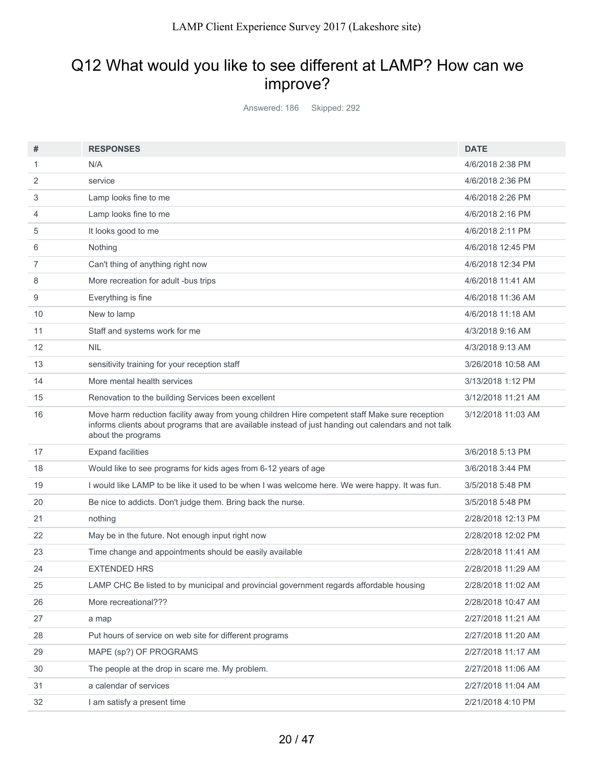## Q12 What would you like to see different at LAMP? How can we improve?

Answered: 186 Skipped: 292

| # | RESPONSES | DATE |
|---|---|---|
| 1 | N/A | 4/6/2018 2:38 PM |
| 2 | service | 4/6/2018 2:36 PM |
| 3 | Lamp looks fine to me | 4/6/2018 2:26 PM |
| 4 | Lamp looks fine to me | 4/6/2018 2:16 PM |
| 5 | It looks good to me | 4/6/2018 2:11 PM |
| 6 | Nothing | 4/6/2018 12:45 PM |
| 7 | Can't thing of anything right now | 4/6/2018 12:34 PM |
| 8 | More recreation for adult -bus trips | 4/6/2018 11:41 AM |
| 9 | Everything is fine | 4/6/2018 11:36 AM |
| 10 | New to lamp | 4/6/2018 11:18 AM |
| 11 | Staff and systems work for me | 4/3/2018 9:16 AM |
| 12 | NIL | 4/3/2018 9:13 AM |
| 13 | sensitivity training for your reception staff | 3/26/2018 10:58 AM |
| 14 | More mental health services | 3/13/2018 1:12 PM |
| 15 | Renovation to the building Services been excellent | 3/12/2018 11:21 AM |
| 16 | Move harm reduction facility away from young children Hire competent staff Make sure reception informs clients about programs that are available instead of just handing out calendars and not talk about the programs | 3/12/2018 11:03 AM |
| 17 | Expand facilities | 3/6/2018 5:13 PM |
| 18 | Would like to see programs for kids ages from 6-12 years of age | 3/6/2018 3:44 PM |
| 19 | I would like LAMP to be like it used to be when I was welcome here. We were happy. It was fun. | 3/5/2018 5:48 PM |
| 20 | Be nice to addicts. Don't judge them. Bring back the nurse. | 3/5/2018 5:48 PM |
| 21 | nothing | 2/28/2018 12:13 PM |
| 22 | May be in the future. Not enough input right now | 2/28/2018 12:02 PM |
| 23 | Time change and appointments should be easily available | 2/28/2018 11:41 AM |
| 24 | EXTENDED HRS | 2/28/2018 11:29 AM |
| 25 | LAMP CHC Be listed to by municipal and provincial government regards affordable housing | 2/28/2018 11:02 AM |
| 26 | More recreational??? | 2/28/2018 10:47 AM |
| 27 | a map | 2/27/2018 11:21 AM |
| 28 | Put hours of service on web site for different programs | 2/27/2018 11:20 AM |
| 29 | MAPE (sp?) OF PROGRAMS | 2/27/2018 11:17 AM |
| 30 | The people at the drop in scare me. My problem. | 2/27/2018 11:06 AM |
| 31 | a calendar of services | 2/27/2018 11:04 AM |
| 32 | I am satisfy a present time | 2/21/2018 4:10 PM |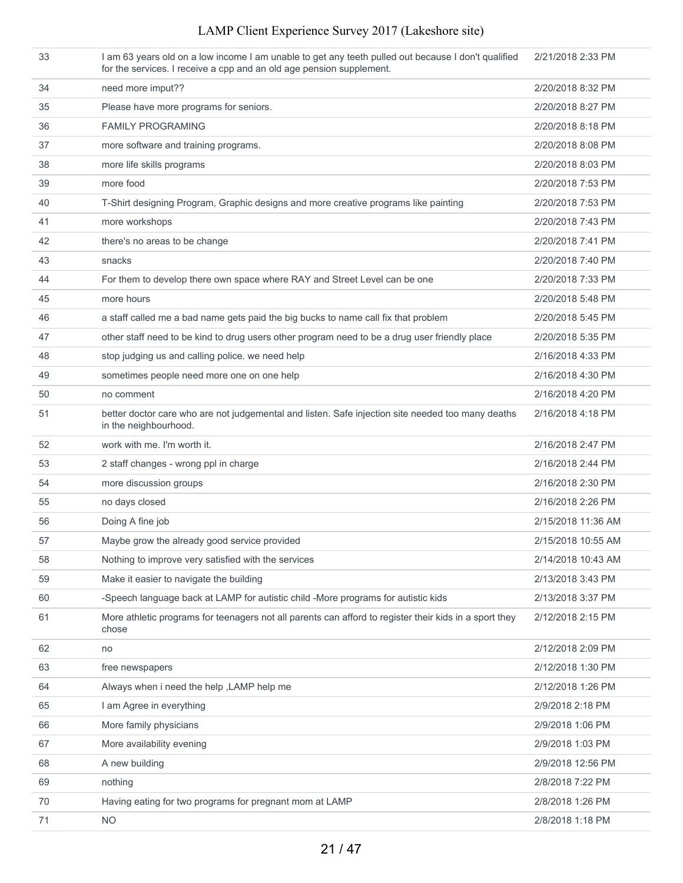| | | |
|---|---|---|
| 33 | I am 63 years old on a low income I am unable to get any teeth pulled out because I don't qualified for the services. I receive a cpp and an old age pension supplement. | 2/21/2018 2:33 PM |
| 34 | need more imput?? | 2/20/2018 8:32 PM |
| 35 | Please have more programs for seniors. | 2/20/2018 8:27 PM |
| 36 | FAMILY PROGRAMING | 2/20/2018 8:18 PM |
| 37 | more software and training programs. | 2/20/2018 8:08 PM |
| 38 | more life skills programs | 2/20/2018 8:03 PM |
| 39 | more food | 2/20/2018 7:53 PM |
| 40 | T-Shirt designing Program, Graphic designs and more creative programs like painting | 2/20/2018 7:53 PM |
| 41 | more workshops | 2/20/2018 7:43 PM |
| 42 | there's no areas to be change | 2/20/2018 7:41 PM |
| 43 | snacks | 2/20/2018 7:40 PM |
| 44 | For them to develop there own space where RAY and Street Level can be one | 2/20/2018 7:33 PM |
| 45 | more hours | 2/20/2018 5:48 PM |
| 46 | a staff called me a bad name gets paid the big bucks to name call fix that problem | 2/20/2018 5:45 PM |
| 47 | other staff need to be kind to drug users other program need to be a drug user friendly place | 2/20/2018 5:35 PM |
| 48 | stop judging us and calling police. we need help | 2/16/2018 4:33 PM |
| 49 | sometimes people need more one on one help | 2/16/2018 4:30 PM |
| 50 | no comment | 2/16/2018 4:20 PM |
| 51 | better doctor care who are not judgemental and listen. Safe injection site needed too many deaths in the neighbourhood. | 2/16/2018 4:18 PM |
| 52 | work with me. I'm worth it. | 2/16/2018 2:47 PM |
| 53 | 2 staff changes - wrong ppl in charge | 2/16/2018 2:44 PM |
| 54 | more discussion groups | 2/16/2018 2:30 PM |
| 55 | no days closed | 2/16/2018 2:26 PM |
| 56 | Doing A fine job | 2/15/2018 11:36 AM |
| 57 | Maybe grow the already good service provided | 2/15/2018 10:55 AM |
| 58 | Nothing to improve very satisfied with the services | 2/14/2018 10:43 AM |
| 59 | Make it easier to navigate the building | 2/13/2018 3:43 PM |
| 60 | -Speech language back at LAMP for autistic child -More programs for autistic kids | 2/13/2018 3:37 PM |
| 61 | More athletic programs for teenagers not all parents can afford to register their kids in a sport they chose | 2/12/2018 2:15 PM |
| 62 | no | 2/12/2018 2:09 PM |
| 63 | free newspapers | 2/12/2018 1:30 PM |
| 64 | Always when i need the help ,LAMP help me | 2/12/2018 1:26 PM |
| 65 | I am Agree in everything | 2/9/2018 2:18 PM |
| 66 | More family physicians | 2/9/2018 1:06 PM |
| 67 | More availability evening | 2/9/2018 1:03 PM |
| 68 | A new building | 2/9/2018 12:56 PM |
| 69 | nothing | 2/8/2018 7:22 PM |
| 70 | Having eating for two programs for pregnant mom at LAMP | 2/8/2018 1:26 PM |
| 71 | NO | 2/8/2018 1:18 PM |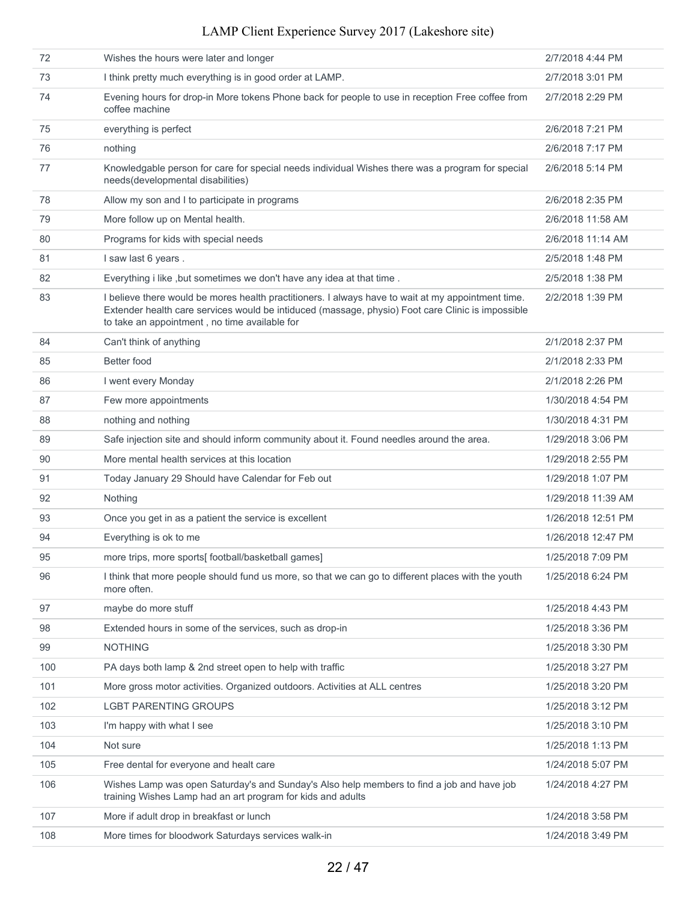| | | |
|---|---|---|
| 72 | Wishes the hours were later and longer | 2/7/2018 4:44 PM |
| 73 | I think pretty much everything is in good order at LAMP. | 2/7/2018 3:01 PM |
| 74 | Evening hours for drop-in More tokens Phone back for people to use in reception Free coffee from coffee machine | 2/7/2018 2:29 PM |
| 75 | everything is perfect | 2/6/2018 7:21 PM |
| 76 | nothing | 2/6/2018 7:17 PM |
| 77 | Knowledgable person for care for special needs individual Wishes there was a program for special needs(developmental disabilities) | 2/6/2018 5:14 PM |
| 78 | Allow my son and I to participate in programs | 2/6/2018 2:35 PM |
| 79 | More follow up on Mental health. | 2/6/2018 11:58 AM |
| 80 | Programs for kids with special needs | 2/6/2018 11:14 AM |
| 81 | I saw last 6 years . | 2/5/2018 1:48 PM |
| 82 | Everything i like ,but sometimes we don't have any idea at that time . | 2/5/2018 1:38 PM |
| 83 | I believe there would be mores health practitioners. I always have to wait at my appointment time. Extender health care services would be intiduced (massage, physio) Foot care Clinic is impossible to take an appointment , no time available for | 2/2/2018 1:39 PM |
| 84 | Can't think of anything | 2/1/2018 2:37 PM |
| 85 | Better food | 2/1/2018 2:33 PM |
| 86 | I went every Monday | 2/1/2018 2:26 PM |
| 87 | Few more appointments | 1/30/2018 4:54 PM |
| 88 | nothing and nothing | 1/30/2018 4:31 PM |
| 89 | Safe injection site and should inform community about it. Found needles around the area. | 1/29/2018 3:06 PM |
| 90 | More mental health services at this location | 1/29/2018 2:55 PM |
| 91 | Today January 29 Should have Calendar for Feb out | 1/29/2018 1:07 PM |
| 92 | Nothing | 1/29/2018 11:39 AM |
| 93 | Once you get in as a patient the service is excellent | 1/26/2018 12:51 PM |
| 94 | Everything is ok to me | 1/26/2018 12:47 PM |
| 95 | more trips, more sports[ football/basketball games] | 1/25/2018 7:09 PM |
| 96 | I think that more people should fund us more, so that we can go to different places with the youth more often. | 1/25/2018 6:24 PM |
| 97 | maybe do more stuff | 1/25/2018 4:43 PM |
| 98 | Extended hours in some of the services, such as drop-in | 1/25/2018 3:36 PM |
| 99 | NOTHING | 1/25/2018 3:30 PM |
| 100 | PA days both lamp & 2nd street open to help with traffic | 1/25/2018 3:27 PM |
| 101 | More gross motor activities. Organized outdoors. Activities at ALL centres | 1/25/2018 3:20 PM |
| 102 | LGBT PARENTING GROUPS | 1/25/2018 3:12 PM |
| 103 | I'm happy with what I see | 1/25/2018 3:10 PM |
| 104 | Not sure | 1/25/2018 1:13 PM |
| 105 | Free dental for everyone and healt care | 1/24/2018 5:07 PM |
| 106 | Wishes Lamp was open Saturday's and Sunday's Also help members to find a job and have job training Wishes Lamp had an art program for kids and adults | 1/24/2018 4:27 PM |
| 107 | More if adult drop in breakfast or lunch | 1/24/2018 3:58 PM |
| 108 | More times for bloodwork Saturdays services walk-in | 1/24/2018 3:49 PM |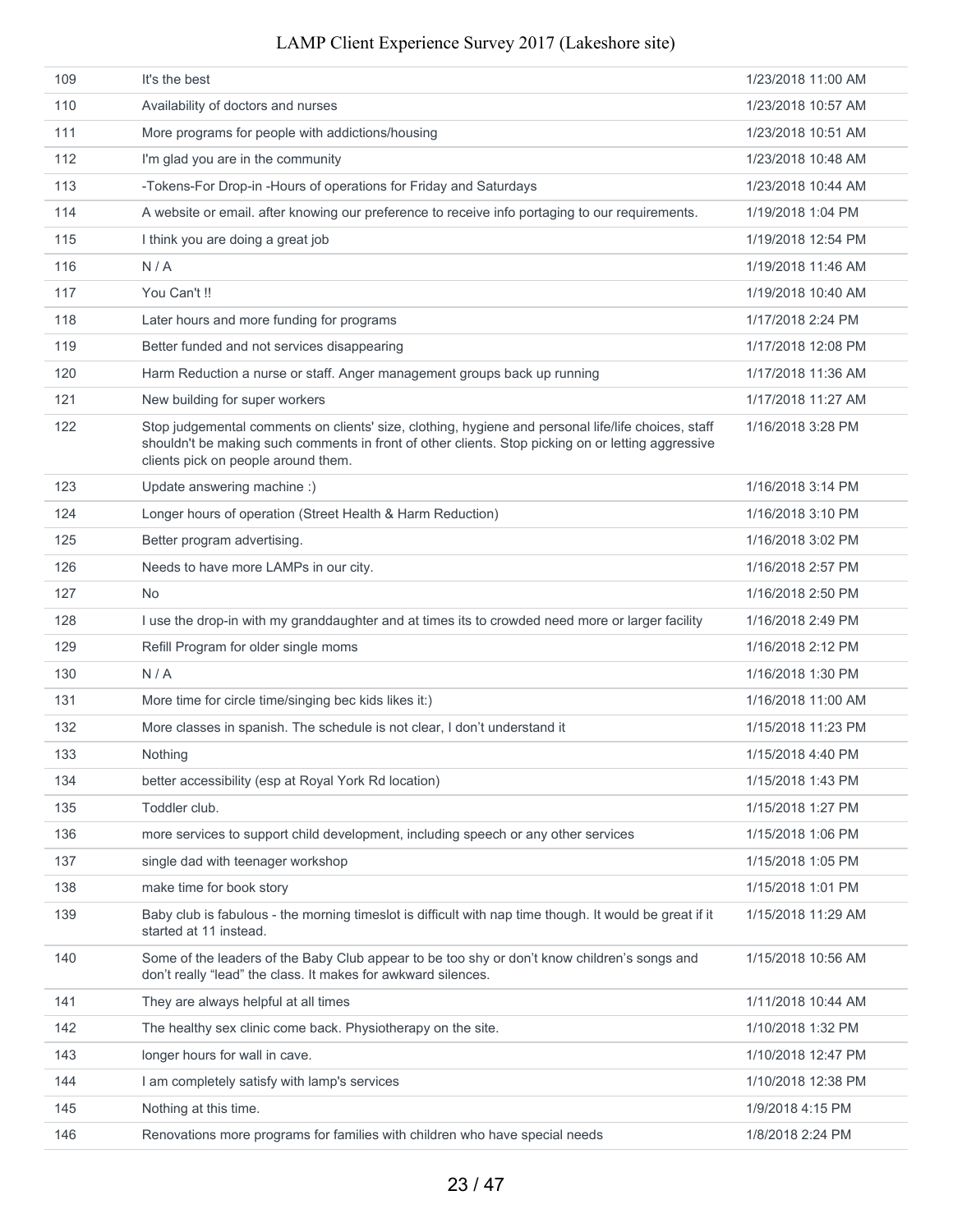| | | |
|---|---|---|
| 109 | It's the best | 1/23/2018 11:00 AM |
| 110 | Availability of doctors and nurses | 1/23/2018 10:57 AM |
| 111 | More programs for people with addictions/housing | 1/23/2018 10:51 AM |
| 112 | I'm glad you are in the community | 1/23/2018 10:48 AM |
| 113 | -Tokens-For Drop-in -Hours of operations for Friday and Saturdays | 1/23/2018 10:44 AM |
| 114 | A website or email. after knowing our preference to receive info portaging to our requirements. | 1/19/2018 1:04 PM |
| 115 | I think you are doing a great job | 1/19/2018 12:54 PM |
| 116 | N / A | 1/19/2018 11:46 AM |
| 117 | You Can't !! | 1/19/2018 10:40 AM |
| 118 | Later hours and more funding for programs | 1/17/2018 2:24 PM |
| 119 | Better funded and not services disappearing | 1/17/2018 12:08 PM |
| 120 | Harm Reduction a nurse or staff. Anger management groups back up running | 1/17/2018 11:36 AM |
| 121 | New building for super workers | 1/17/2018 11:27 AM |
| 122 | Stop judgemental comments on clients' size, clothing, hygiene and personal life/life choices, staff shouldn't be making such comments in front of other clients. Stop picking on or letting aggressive clients pick on people around them. | 1/16/2018 3:28 PM |
| 123 | Update answering machine :) | 1/16/2018 3:14 PM |
| 124 | Longer hours of operation (Street Health & Harm Reduction) | 1/16/2018 3:10 PM |
| 125 | Better program advertising. | 1/16/2018 3:02 PM |
| 126 | Needs to have more LAMPs in our city. | 1/16/2018 2:57 PM |
| 127 | No | 1/16/2018 2:50 PM |
| 128 | I use the drop-in with my granddaughter and at times its to crowded need more or larger facility | 1/16/2018 2:49 PM |
| 129 | Refill Program for older single moms | 1/16/2018 2:12 PM |
| 130 | N / A | 1/16/2018 1:30 PM |
| 131 | More time for circle time/singing bec kids likes it:) | 1/16/2018 11:00 AM |
| 132 | More classes in spanish. The schedule is not clear, I don't understand it | 1/15/2018 11:23 PM |
| 133 | Nothing | 1/15/2018 4:40 PM |
| 134 | better accessibility (esp at Royal York Rd location) | 1/15/2018 1:43 PM |
| 135 | Toddler club. | 1/15/2018 1:27 PM |
| 136 | more services to support child development, including speech or any other services | 1/15/2018 1:06 PM |
| 137 | single dad with teenager workshop | 1/15/2018 1:05 PM |
| 138 | make time for book story | 1/15/2018 1:01 PM |
| 139 | Baby club is fabulous - the morning timeslot is difficult with nap time though. It would be great if it started at 11 instead. | 1/15/2018 11:29 AM |
| 140 | Some of the leaders of the Baby Club appear to be too shy or don't know children's songs and don't really "lead" the class. It makes for awkward silences. | 1/15/2018 10:56 AM |
| 141 | They are always helpful at all times | 1/11/2018 10:44 AM |
| 142 | The healthy sex clinic come back. Physiotherapy on the site. | 1/10/2018 1:32 PM |
| 143 | longer hours for wall in cave. | 1/10/2018 12:47 PM |
| 144 | I am completely satisfy with lamp's services | 1/10/2018 12:38 PM |
| 145 | Nothing at this time. | 1/9/2018 4:15 PM |
| 146 | Renovations more programs for families with children who have special needs | 1/8/2018 2:24 PM |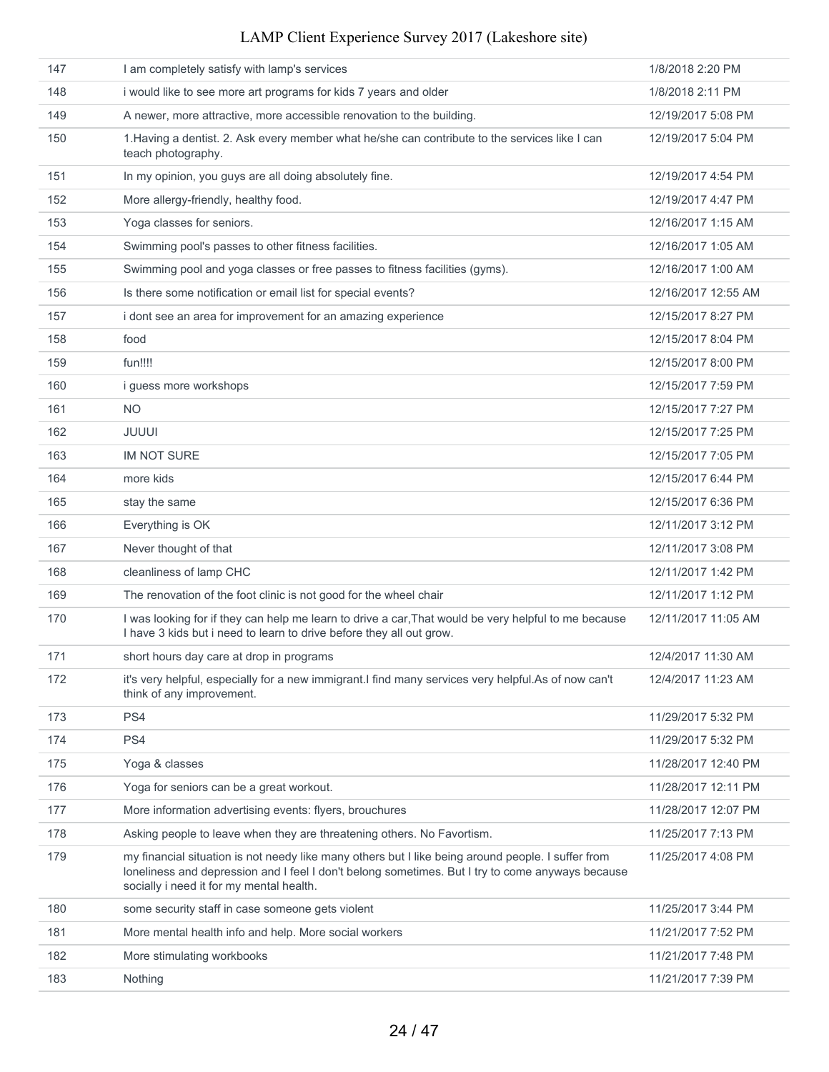| | | |
|---|---|---|
| 147 | I am completely satisfy with lamp's services | 1/8/2018 2:20 PM |
| 148 | i would like to see more art programs for kids 7 years and older | 1/8/2018 2:11 PM |
| 149 | A newer, more attractive, more accessible renovation to the building. | 12/19/2017 5:08 PM |
| 150 | 1.Having a dentist. 2. Ask every member what he/she can contribute to the services like I can teach photography. | 12/19/2017 5:04 PM |
| 151 | In my opinion, you guys are all doing absolutely fine. | 12/19/2017 4:54 PM |
| 152 | More allergy-friendly, healthy food. | 12/19/2017 4:47 PM |
| 153 | Yoga classes for seniors. | 12/16/2017 1:15 AM |
| 154 | Swimming pool's passes to other fitness facilities. | 12/16/2017 1:05 AM |
| 155 | Swimming pool and yoga classes or free passes to fitness facilities (gyms). | 12/16/2017 1:00 AM |
| 156 | Is there some notification or email list for special events? | 12/16/2017 12:55 AM |
| 157 | i dont see an area for improvement for an amazing experience | 12/15/2017 8:27 PM |
| 158 | food | 12/15/2017 8:04 PM |
| 159 | fun!!!! | 12/15/2017 8:00 PM |
| 160 | i guess more workshops | 12/15/2017 7:59 PM |
| 161 | NO | 12/15/2017 7:27 PM |
| 162 | JUUUI | 12/15/2017 7:25 PM |
| 163 | IM NOT SURE | 12/15/2017 7:05 PM |
| 164 | more kids | 12/15/2017 6:44 PM |
| 165 | stay the same | 12/15/2017 6:36 PM |
| 166 | Everything is OK | 12/11/2017 3:12 PM |
| 167 | Never thought of that | 12/11/2017 3:08 PM |
| 168 | cleanliness of lamp CHC | 12/11/2017 1:42 PM |
| 169 | The renovation of the foot clinic is not good for the wheel chair | 12/11/2017 1:12 PM |
| 170 | I was looking for if they can help me learn to drive a car,That would be very helpful to me because I have 3 kids but i need to learn to drive before they all out grow. | 12/11/2017 11:05 AM |
| 171 | short hours day care at drop in programs | 12/4/2017 11:30 AM |
| 172 | it's very helpful, especially for a new immigrant.I find many services very helpful.As of now can't think of any improvement. | 12/4/2017 11:23 AM |
| 173 | PS4 | 11/29/2017 5:32 PM |
| 174 | PS4 | 11/29/2017 5:32 PM |
| 175 | Yoga & classes | 11/28/2017 12:40 PM |
| 176 | Yoga for seniors can be a great workout. | 11/28/2017 12:11 PM |
| 177 | More information advertising events: flyers, brouchures | 11/28/2017 12:07 PM |
| 178 | Asking people to leave when they are threatening others. No Favortism. | 11/25/2017 7:13 PM |
| 179 | my financial situation is not needy like many others but I like being around people. I suffer from loneliness and depression and I feel I don't belong sometimes. But I try to come anyways because socially i need it for my mental health. | 11/25/2017 4:08 PM |
| 180 | some security staff in case someone gets violent | 11/25/2017 3:44 PM |
| 181 | More mental health info and help. More social workers | 11/21/2017 7:52 PM |
| 182 | More stimulating workbooks | 11/21/2017 7:48 PM |
| 183 | Nothing | 11/21/2017 7:39 PM |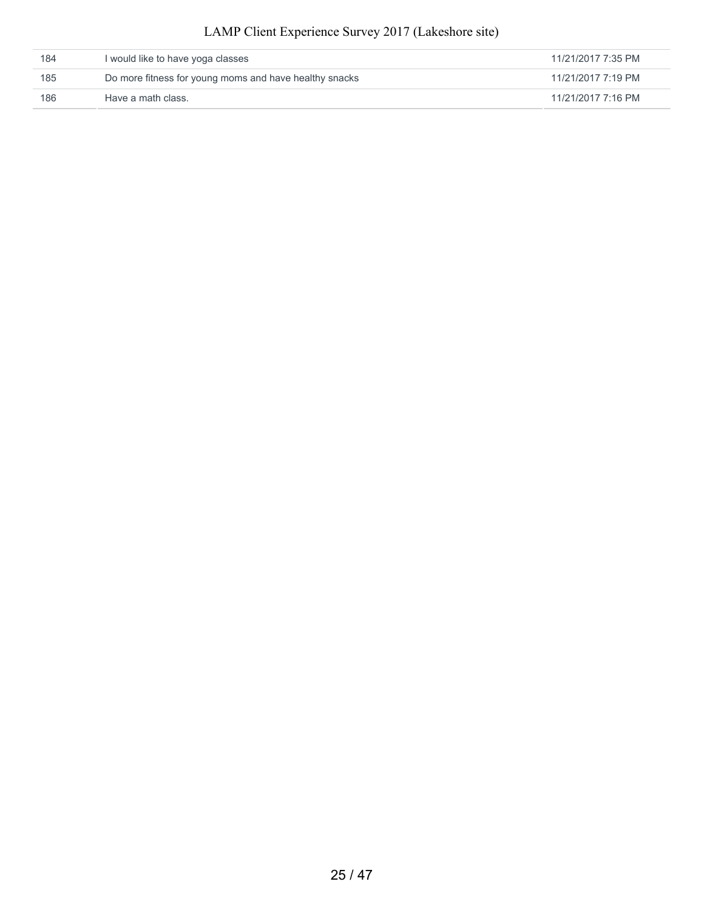| | | |
|---|---|---|
| 184 | I would like to have yoga classes | 11/21/2017 7:35 PM |
| 185 | Do more fitness for young moms and have healthy snacks | 11/21/2017 7:19 PM |
| 186 | Have a math class. | 11/21/2017 7:16 PM |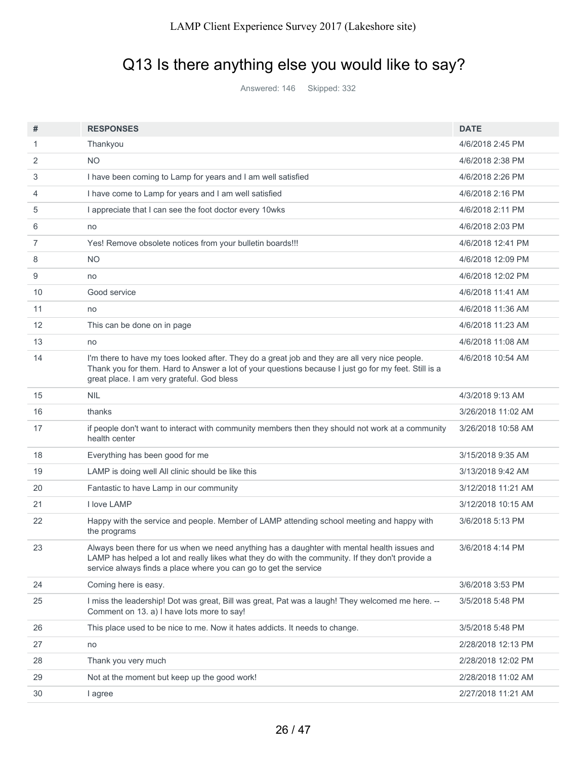## Q13 Is there anything else you would like to say?

Answered: 146 Skipped: 332

| # | RESPONSES | DATE |
|---|---|---|
| 1 | Thankyou | 4/6/2018 2:45 PM |
| 2 | NO | 4/6/2018 2:38 PM |
| 3 | I have been coming to Lamp for years and I am well satisfied | 4/6/2018 2:26 PM |
| 4 | I have come to Lamp for years and I am well satisfied | 4/6/2018 2:16 PM |
| 5 | I appreciate that I can see the foot doctor every 10wks | 4/6/2018 2:11 PM |
| 6 | no | 4/6/2018 2:03 PM |
| 7 | Yes! Remove obsolete notices from your bulletin boards!!! | 4/6/2018 12:41 PM |
| 8 | NO | 4/6/2018 12:09 PM |
| 9 | no | 4/6/2018 12:02 PM |
| 10 | Good service | 4/6/2018 11:41 AM |
| 11 | no | 4/6/2018 11:36 AM |
| 12 | This can be done on in page | 4/6/2018 11:23 AM |
| 13 | no | 4/6/2018 11:08 AM |
| 14 | I'm there to have my toes looked after. They do a great job and they are all very nice people. Thank you for them. Hard to Answer a lot of your questions because I just go for my feet. Still is a great place. I am very grateful. God bless | 4/6/2018 10:54 AM |
| 15 | NIL | 4/3/2018 9:13 AM |
| 16 | thanks | 3/26/2018 11:02 AM |
| 17 | if people don't want to interact with community members then they should not work at a community health center | 3/26/2018 10:58 AM |
| 18 | Everything has been good for me | 3/15/2018 9:35 AM |
| 19 | LAMP is doing well All clinic should be like this | 3/13/2018 9:42 AM |
| 20 | Fantastic to have Lamp in our community | 3/12/2018 11:21 AM |
| 21 | I love LAMP | 3/12/2018 10:15 AM |
| 22 | Happy with the service and people. Member of LAMP attending school meeting and happy with the programs | 3/6/2018 5:13 PM |
| 23 | Always been there for us when we need anything has a daughter with mental health issues and LAMP has helped a lot and really likes what they do with the community. If they don't provide a service always finds a place where you can go to get the service | 3/6/2018 4:14 PM |
| 24 | Coming here is easy. | 3/6/2018 3:53 PM |
| 25 | I miss the leadership! Dot was great, Bill was great, Pat was a laugh! They welcomed me here. -- Comment on 13. a) I have lots more to say! | 3/5/2018 5:48 PM |
| 26 | This place used to be nice to me. Now it hates addicts. It needs to change. | 3/5/2018 5:48 PM |
| 27 | no | 2/28/2018 12:13 PM |
| 28 | Thank you very much | 2/28/2018 12:02 PM |
| 29 | Not at the moment but keep up the good work! | 2/28/2018 11:02 AM |
| 30 | I agree | 2/27/2018 11:21 AM |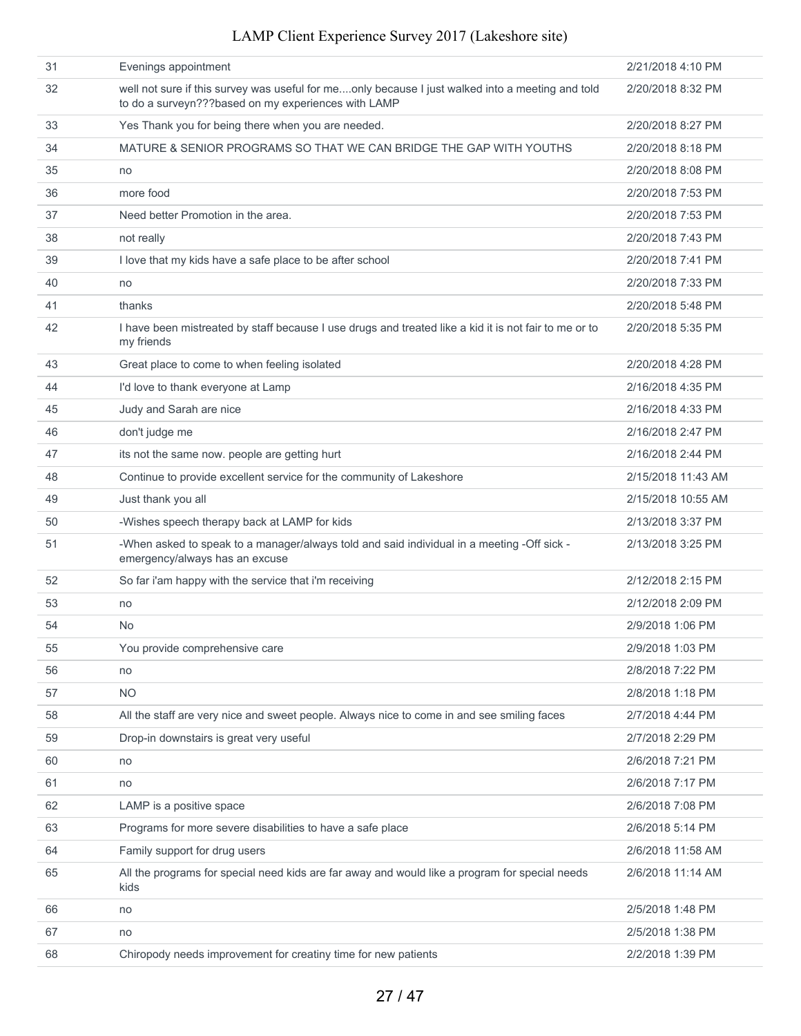| | | |
|---|---|---|
| 31 | Evenings appointment | 2/21/2018 4:10 PM |
| 32 | well not sure if this survey was useful for me....only because I just walked into a meeting and told to do a surveyn???based on my experiences with LAMP | 2/20/2018 8:32 PM |
| 33 | Yes Thank you for being there when you are needed. | 2/20/2018 8:27 PM |
| 34 | MATURE & SENIOR PROGRAMS SO THAT WE CAN BRIDGE THE GAP WITH YOUTHS | 2/20/2018 8:18 PM |
| 35 | no | 2/20/2018 8:08 PM |
| 36 | more food | 2/20/2018 7:53 PM |
| 37 | Need better Promotion in the area. | 2/20/2018 7:53 PM |
| 38 | not really | 2/20/2018 7:43 PM |
| 39 | I love that my kids have a safe place to be after school | 2/20/2018 7:41 PM |
| 40 | no | 2/20/2018 7:33 PM |
| 41 | thanks | 2/20/2018 5:48 PM |
| 42 | I have been mistreated by staff because I use drugs and treated like a kid it is not fair to me or to my friends | 2/20/2018 5:35 PM |
| 43 | Great place to come to when feeling isolated | 2/20/2018 4:28 PM |
| 44 | I'd love to thank everyone at Lamp | 2/16/2018 4:35 PM |
| 45 | Judy and Sarah are nice | 2/16/2018 4:33 PM |
| 46 | don't judge me | 2/16/2018 2:47 PM |
| 47 | its not the same now. people are getting hurt | 2/16/2018 2:44 PM |
| 48 | Continue to provide excellent service for the community of Lakeshore | 2/15/2018 11:43 AM |
| 49 | Just thank you all | 2/15/2018 10:55 AM |
| 50 | -Wishes speech therapy back at LAMP for kids | 2/13/2018 3:37 PM |
| 51 | -When asked to speak to a manager/always told and said individual in a meeting -Off sick -emergency/always has an excuse | 2/13/2018 3:25 PM |
| 52 | So far i'am happy with the service that i'm receiving | 2/12/2018 2:15 PM |
| 53 | no | 2/12/2018 2:09 PM |
| 54 | No | 2/9/2018 1:06 PM |
| 55 | You provide comprehensive care | 2/9/2018 1:03 PM |
| 56 | no | 2/8/2018 7:22 PM |
| 57 | NO | 2/8/2018 1:18 PM |
| 58 | All the staff are very nice and sweet people. Always nice to come in and see smiling faces | 2/7/2018 4:44 PM |
| 59 | Drop-in downstairs is great very useful | 2/7/2018 2:29 PM |
| 60 | no | 2/6/2018 7:21 PM |
| 61 | no | 2/6/2018 7:17 PM |
| 62 | LAMP is a positive space | 2/6/2018 7:08 PM |
| 63 | Programs for more severe disabilities to have a safe place | 2/6/2018 5:14 PM |
| 64 | Family support for drug users | 2/6/2018 11:58 AM |
| 65 | All the programs for special need kids are far away and would like a program for special needs kids | 2/6/2018 11:14 AM |
| 66 | no | 2/5/2018 1:48 PM |
| 67 | no | 2/5/2018 1:38 PM |
| 68 | Chiropody needs improvement for creatiny time for new patients | 2/2/2018 1:39 PM |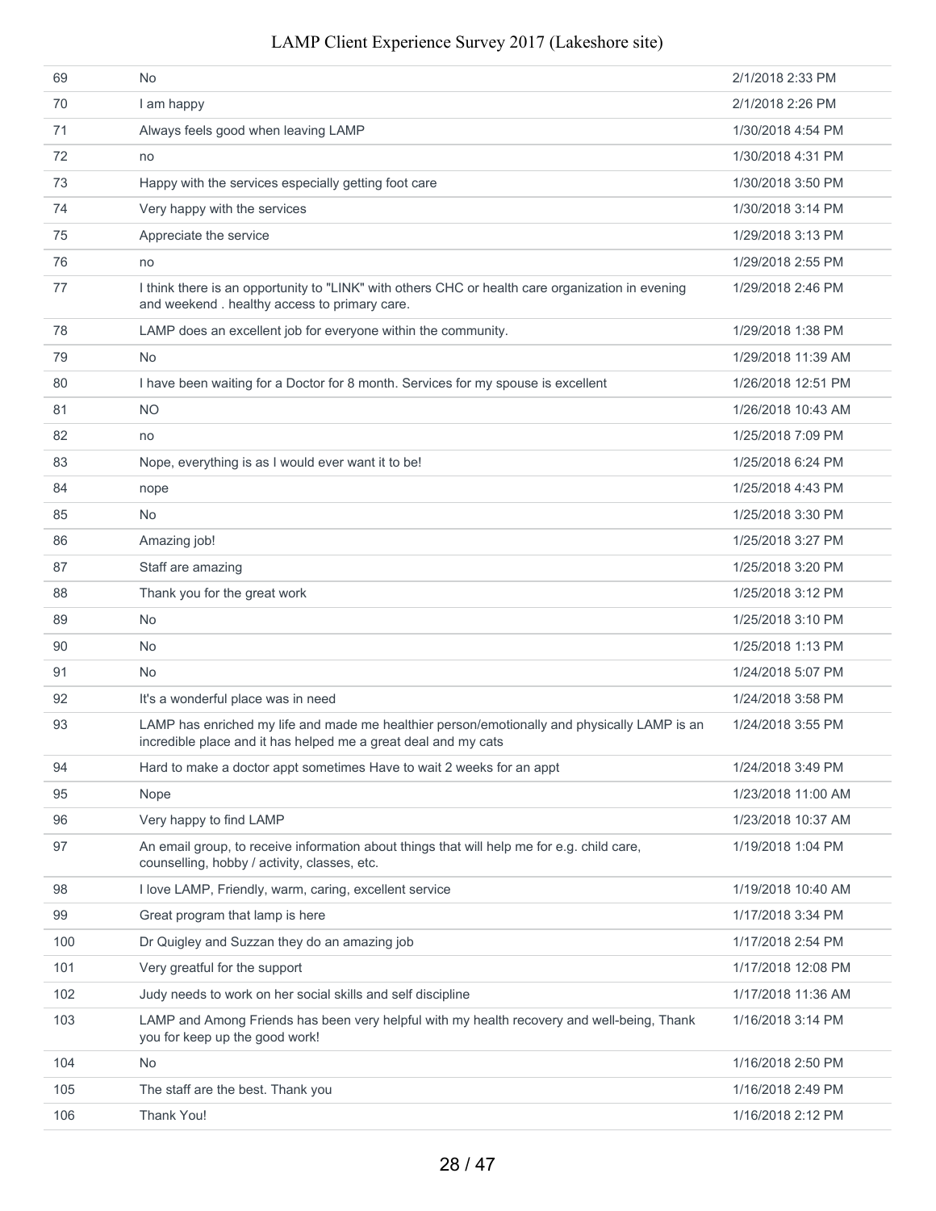| | | |
|---|---|---|
| 69 | No | 2/1/2018 2:33 PM |
| 70 | I am happy | 2/1/2018 2:26 PM |
| 71 | Always feels good when leaving LAMP | 1/30/2018 4:54 PM |
| 72 | no | 1/30/2018 4:31 PM |
| 73 | Happy with the services especially getting foot care | 1/30/2018 3:50 PM |
| 74 | Very happy with the services | 1/30/2018 3:14 PM |
| 75 | Appreciate the service | 1/29/2018 3:13 PM |
| 76 | no | 1/29/2018 2:55 PM |
| 77 | I think there is an opportunity to "LINK" with others CHC or health care organization in evening and weekend . healthy access to primary care. | 1/29/2018 2:46 PM |
| 78 | LAMP does an excellent job for everyone within the community. | 1/29/2018 1:38 PM |
| 79 | No | 1/29/2018 11:39 AM |
| 80 | I have been waiting for a Doctor for 8 month. Services for my spouse is excellent | 1/26/2018 12:51 PM |
| 81 | NO | 1/26/2018 10:43 AM |
| 82 | no | 1/25/2018 7:09 PM |
| 83 | Nope, everything is as I would ever want it to be! | 1/25/2018 6:24 PM |
| 84 | nope | 1/25/2018 4:43 PM |
| 85 | No | 1/25/2018 3:30 PM |
| 86 | Amazing job! | 1/25/2018 3:27 PM |
| 87 | Staff are amazing | 1/25/2018 3:20 PM |
| 88 | Thank you for the great work | 1/25/2018 3:12 PM |
| 89 | No | 1/25/2018 3:10 PM |
| 90 | No | 1/25/2018 1:13 PM |
| 91 | No | 1/24/2018 5:07 PM |
| 92 | It's a wonderful place was in need | 1/24/2018 3:58 PM |
| 93 | LAMP has enriched my life and made me healthier person/emotionally and physically LAMP is an incredible place and it has helped me a great deal and my cats | 1/24/2018 3:55 PM |
| 94 | Hard to make a doctor appt sometimes Have to wait 2 weeks for an appt | 1/24/2018 3:49 PM |
| 95 | Nope | 1/23/2018 11:00 AM |
| 96 | Very happy to find LAMP | 1/23/2018 10:37 AM |
| 97 | An email group, to receive information about things that will help me for e.g. child care, counselling, hobby / activity, classes, etc. | 1/19/2018 1:04 PM |
| 98 | I love LAMP, Friendly, warm, caring, excellent service | 1/19/2018 10:40 AM |
| 99 | Great program that lamp is here | 1/17/2018 3:34 PM |
| 100 | Dr Quigley and Suzzan they do an amazing job | 1/17/2018 2:54 PM |
| 101 | Very greatful for the support | 1/17/2018 12:08 PM |
| 102 | Judy needs to work on her social skills and self discipline | 1/17/2018 11:36 AM |
| 103 | LAMP and Among Friends has been very helpful with my health recovery and well-being, Thank you for keep up the good work! | 1/16/2018 3:14 PM |
| 104 | No | 1/16/2018 2:50 PM |
| 105 | The staff are the best. Thank you | 1/16/2018 2:49 PM |
| 106 | Thank You! | 1/16/2018 2:12 PM |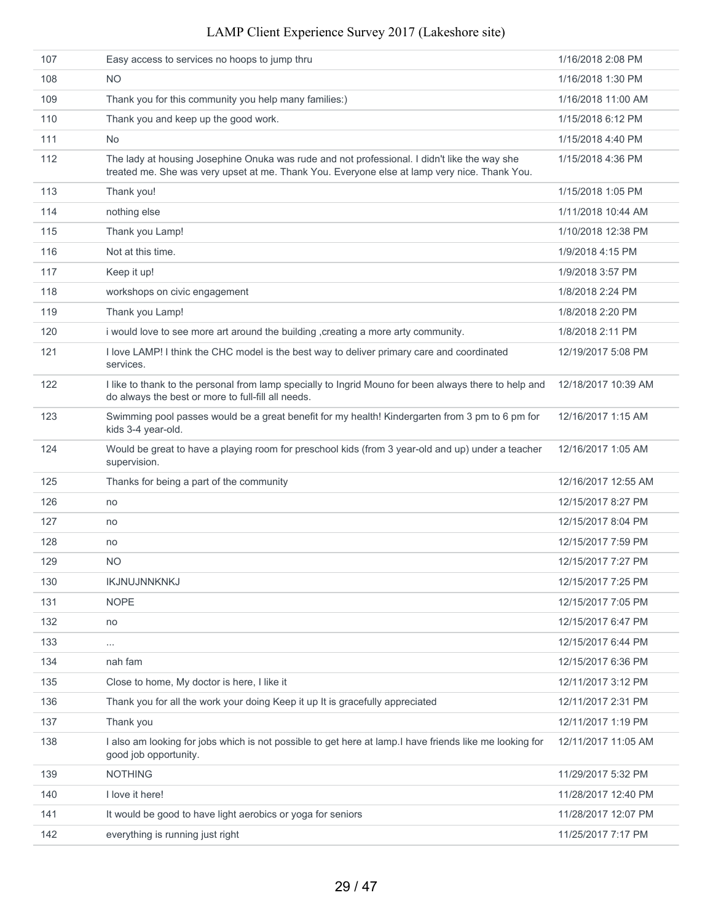| | | |
|---|---|---|
| 107 | Easy access to services no hoops to jump thru | 1/16/2018 2:08 PM |
| 108 | NO | 1/16/2018 1:30 PM |
| 109 | Thank you for this community you help many families:) | 1/16/2018 11:00 AM |
| 110 | Thank you and keep up the good work. | 1/15/2018 6:12 PM |
| 111 | No | 1/15/2018 4:40 PM |
| 112 | The lady at housing Josephine Onuka was rude and not professional. I didn't like the way she treated me. She was very upset at me. Thank You. Everyone else at lamp very nice. Thank You. | 1/15/2018 4:36 PM |
| 113 | Thank you! | 1/15/2018 1:05 PM |
| 114 | nothing else | 1/11/2018 10:44 AM |
| 115 | Thank you Lamp! | 1/10/2018 12:38 PM |
| 116 | Not at this time. | 1/9/2018 4:15 PM |
| 117 | Keep it up! | 1/9/2018 3:57 PM |
| 118 | workshops on civic engagement | 1/8/2018 2:24 PM |
| 119 | Thank you Lamp! | 1/8/2018 2:20 PM |
| 120 | i would love to see more art around the building ,creating a more arty community. | 1/8/2018 2:11 PM |
| 121 | I love LAMP! I think the CHC model is the best way to deliver primary care and coordinated services. | 12/19/2017 5:08 PM |
| 122 | I like to thank to the personal from lamp specially to Ingrid Mouno for been always there to help and do always the best or more to full-fill all needs. | 12/18/2017 10:39 AM |
| 123 | Swimming pool passes would be a great benefit for my health! Kindergarten from 3 pm to 6 pm for kids 3-4 year-old. | 12/16/2017 1:15 AM |
| 124 | Would be great to have a playing room for preschool kids (from 3 year-old and up) under a teacher supervision. | 12/16/2017 1:05 AM |
| 125 | Thanks for being a part of the community | 12/16/2017 12:55 AM |
| 126 | no | 12/15/2017 8:27 PM |
| 127 | no | 12/15/2017 8:04 PM |
| 128 | no | 12/15/2017 7:59 PM |
| 129 | NO | 12/15/2017 7:27 PM |
| 130 | IKJNUJNNKNKJ | 12/15/2017 7:25 PM |
| 131 | NOPE | 12/15/2017 7:05 PM |
| 132 | no | 12/15/2017 6:47 PM |
| 133 | ... | 12/15/2017 6:44 PM |
| 134 | nah fam | 12/15/2017 6:36 PM |
| 135 | Close to home, My doctor is here, I like it | 12/11/2017 3:12 PM |
| 136 | Thank you for all the work your doing Keep it up It is gracefully appreciated | 12/11/2017 2:31 PM |
| 137 | Thank you | 12/11/2017 1:19 PM |
| 138 | I also am looking for jobs which is not possible to get here at lamp.I have friends like me looking for good job opportunity. | 12/11/2017 11:05 AM |
| 139 | NOTHING | 11/29/2017 5:32 PM |
| 140 | I love it here! | 11/28/2017 12:40 PM |
| 141 | It would be good to have light aerobics or yoga for seniors | 11/28/2017 12:07 PM |
| 142 | everything is running just right | 11/25/2017 7:17 PM |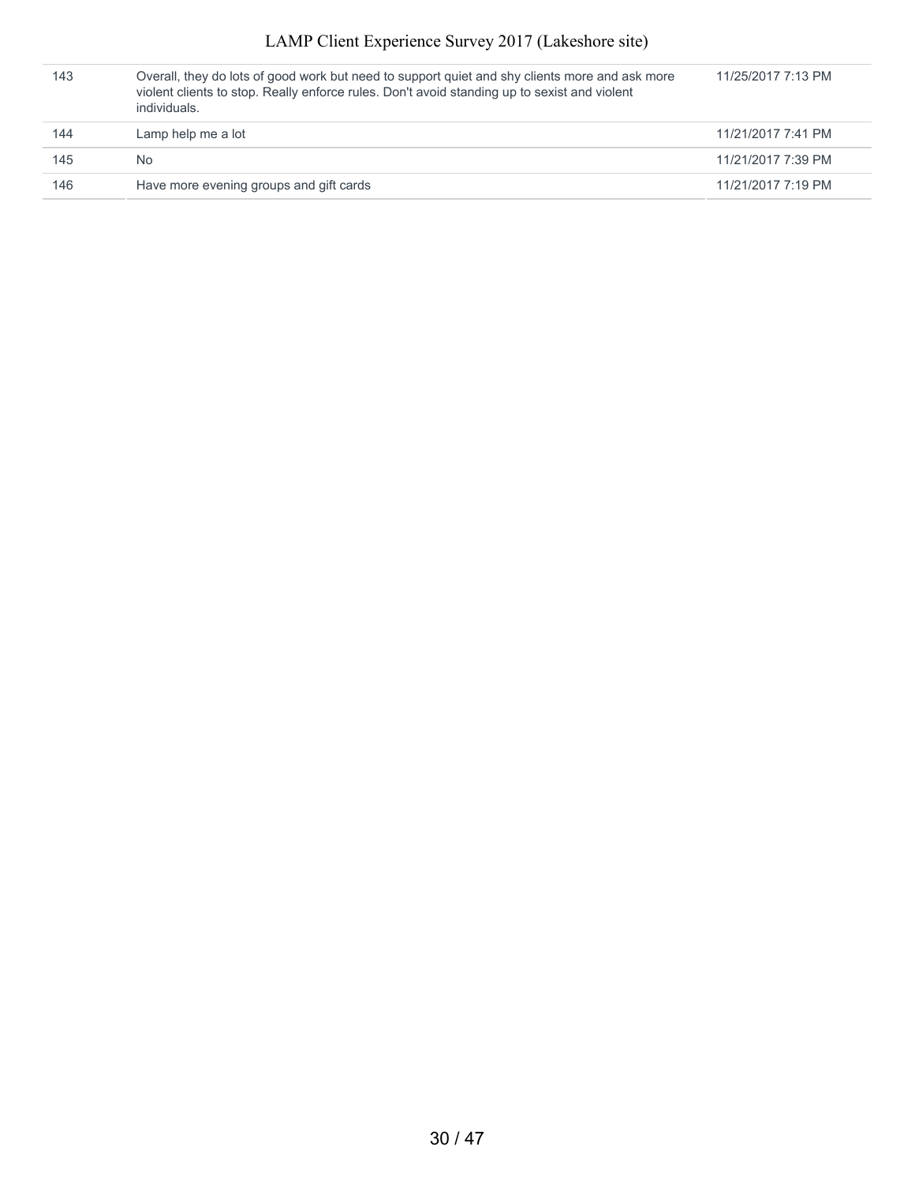| | | |
|---|---|---|
| 143 | Overall, they do lots of good work but need to support quiet and shy clients more and ask more violent clients to stop. Really enforce rules. Don't avoid standing up to sexist and violent individuals. | 11/25/2017 7:13 PM |
| 144 | Lamp help me a lot | 11/21/2017 7:41 PM |
| 145 | No | 11/21/2017 7:39 PM |
| 146 | Have more evening groups and gift cards | 11/21/2017 7:19 PM |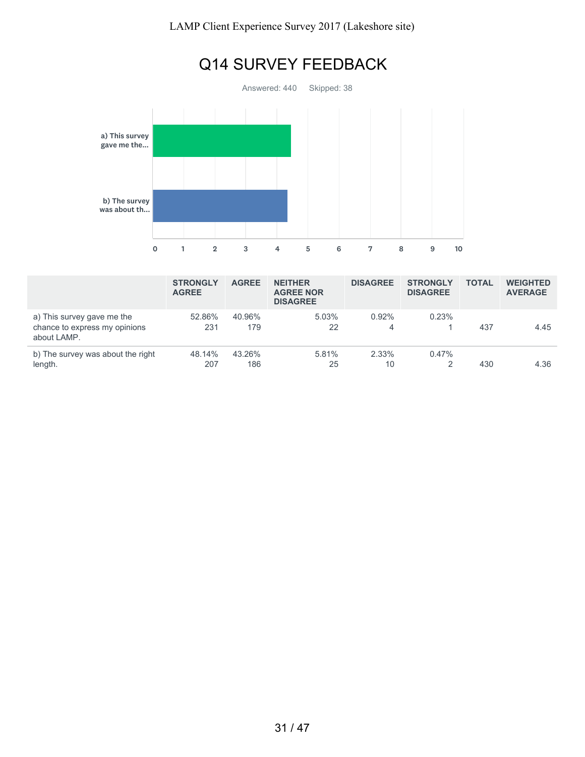# Q14 SURVEY FEEDBACK

Answered: 440 Skipped: 38

| | STRONGLY AGREE | AGREE | NEITHER AGREE NOR DISAGREE | DISAGREE | STRONGLY DISAGREE | TOTAL | WEIGHTED AVERAGE |
|---|---|---|---|---|---|---|---|
| a) This survey gave me the chance to express my opinions about LAMP. | 52.86%<br>231 | 40.96%<br>179 | 5.03%<br>22 | 0.92%<br>4 | 0.23%<br>1 | 437 | 4.45 |
| b) The survey was about the right length. | 48.14%<br>207 | 43.26%<br>186 | 5.81%<br>25 | 2.33%<br>10 | 0.47%<br>2 | 430 | 4.36 |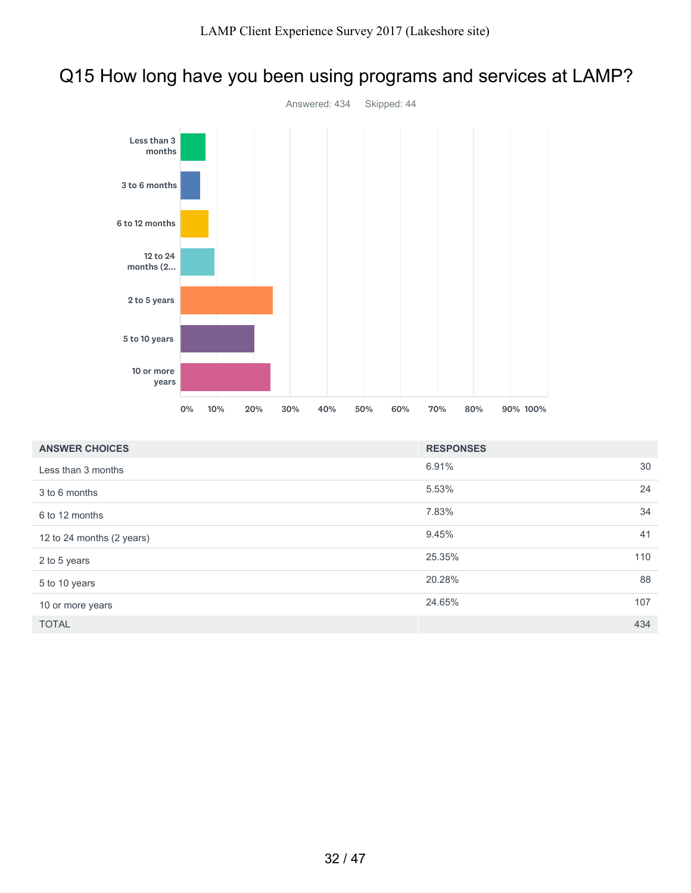# Q15 How long have you been using programs and services at LAMP?

Answered: 434    Skipped: 44

| ANSWER CHOICES | RESPONSES | |
|---|---|---|
| Less than 3 months | 6.91% | 30 |
| 3 to 6 months | 5.53% | 24 |
| 6 to 12 months | 7.83% | 34 |
| 12 to 24 months (2 years) | 9.45% | 41 |
| 2 to 5 years | 25.35% | 110 |
| 5 to 10 years | 20.28% | 88 |
| 10 or more years | 24.65% | 107 |
| TOTAL | | 434 |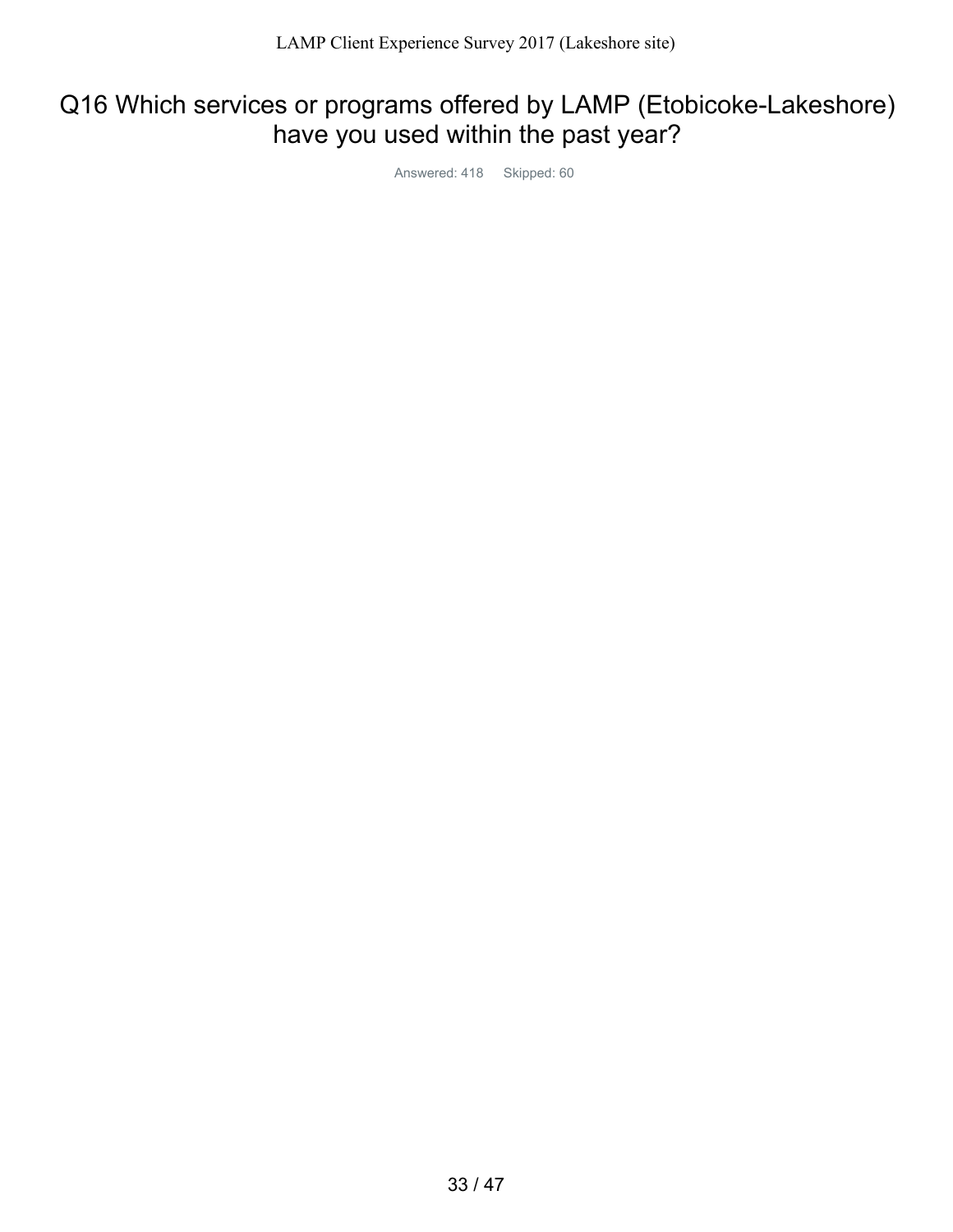# Q16 Which services or programs offered by LAMP (Etobicoke-Lakeshore) have you used within the past year?

Answered: 418 Skipped: 60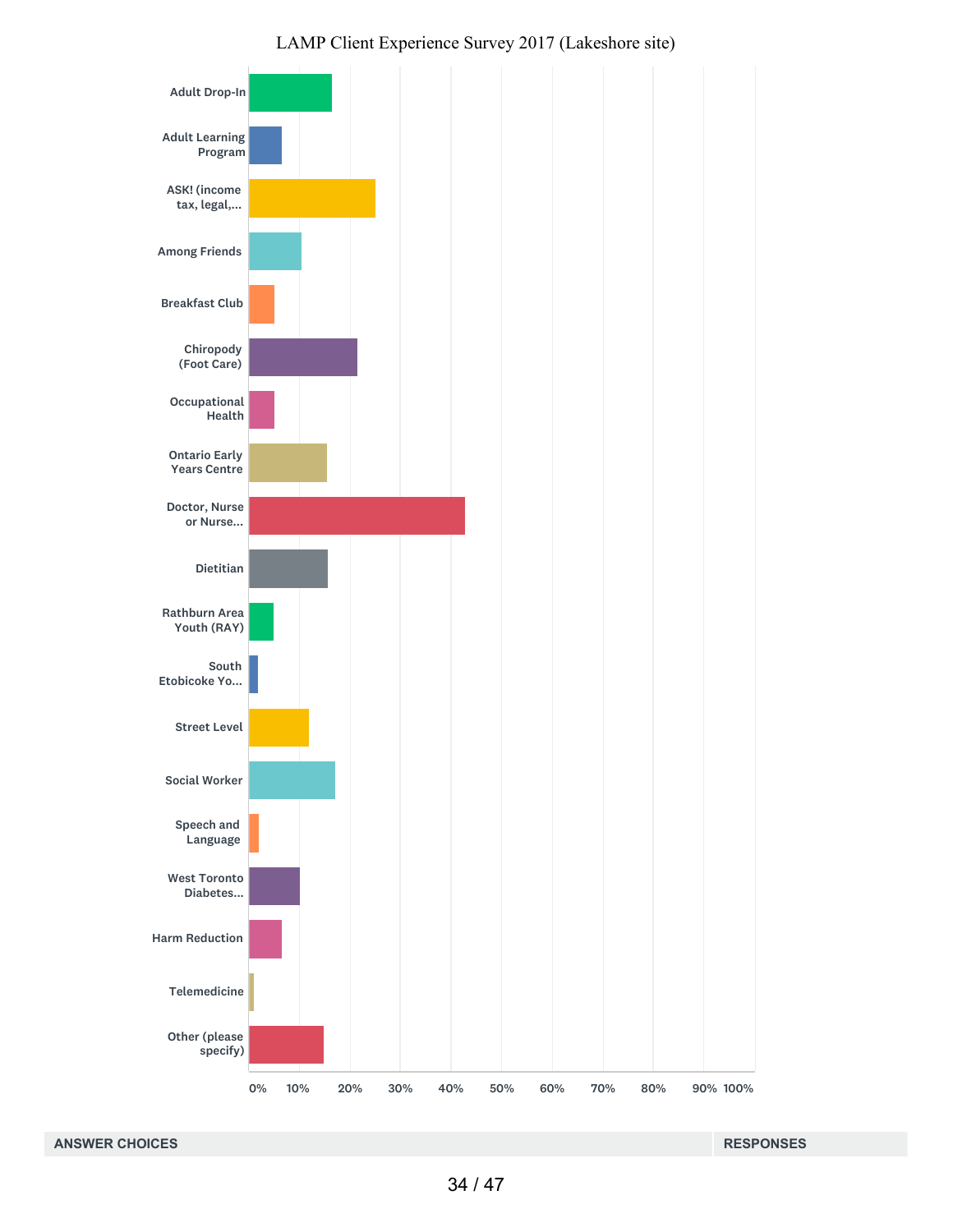LAMP Client Experience Survey 2017 (Lakeshore site)

| Answer choice | Approx. response (read from chart) |
| --- | --- |
| Adult Drop-In | ~16% |
| Adult Learning Program | ~6% |
| ASK! (income tax, legal,... | ~25% |
| Among Friends | ~10% |
| Breakfast Club | ~5% |
| Chiropody (Foot Care) | ~21% |
| Occupational Health | ~5% |
| Ontario Early Years Centre | ~15% |
| Doctor, Nurse or Nurse... | ~43% |
| Dietitian | ~16% |
| Rathburn Area Youth (RAY) | ~5% |
| South Etobicoke Yo... | ~2% |
| Street Level | ~12% |
| Social Worker | ~17% |
| Speech and Language | ~2% |
| West Toronto Diabetes... | ~10% |
| Harm Reduction | ~6% |
| Telemedicine | ~1% |
| Other (please specify) | ~15% |

Axis: 0% 10% 20% 30% 40% 50% 60% 70% 80% 90% 100%

| ANSWER CHOICES | RESPONSES |
| --- | --- |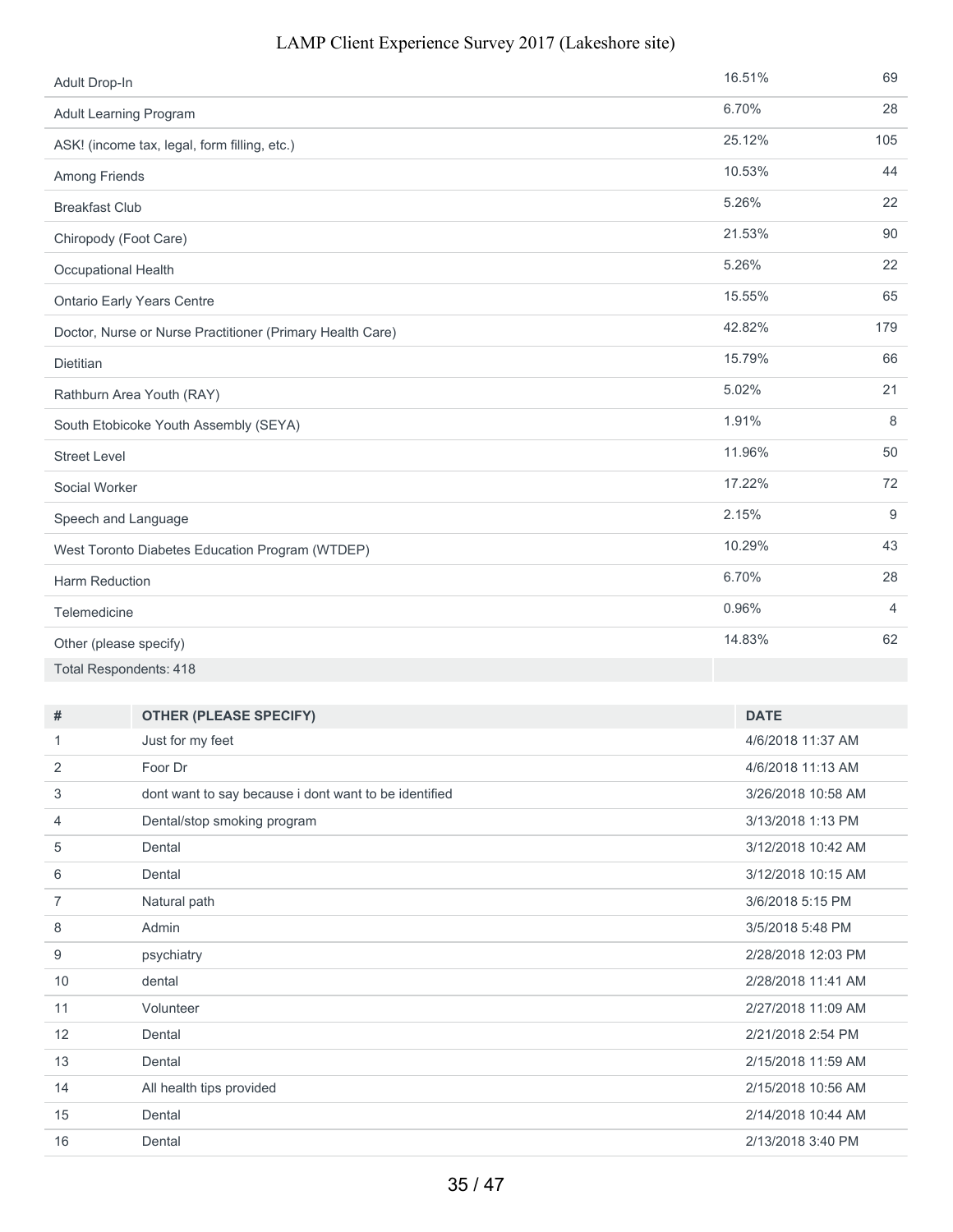| | | |
|---|---|---|
| Adult Drop-In | 16.51% | 69 |
| Adult Learning Program | 6.70% | 28 |
| ASK! (income tax, legal, form filling, etc.) | 25.12% | 105 |
| Among Friends | 10.53% | 44 |
| Breakfast Club | 5.26% | 22 |
| Chiropody (Foot Care) | 21.53% | 90 |
| Occupational Health | 5.26% | 22 |
| Ontario Early Years Centre | 15.55% | 65 |
| Doctor, Nurse or Nurse Practitioner (Primary Health Care) | 42.82% | 179 |
| Dietitian | 15.79% | 66 |
| Rathburn Area Youth (RAY) | 5.02% | 21 |
| South Etobicoke Youth Assembly (SEYA) | 1.91% | 8 |
| Street Level | 11.96% | 50 |
| Social Worker | 17.22% | 72 |
| Speech and Language | 2.15% | 9 |
| West Toronto Diabetes Education Program (WTDEP) | 10.29% | 43 |
| Harm Reduction | 6.70% | 28 |
| Telemedicine | 0.96% | 4 |
| Other (please specify) | 14.83% | 62 |
| Total Respondents: 418 | | |

| # | OTHER (PLEASE SPECIFY) | DATE |
|---|---|---|
| 1 | Just for my feet | 4/6/2018 11:37 AM |
| 2 | Foor Dr | 4/6/2018 11:13 AM |
| 3 | dont want to say because i dont want to be identified | 3/26/2018 10:58 AM |
| 4 | Dental/stop smoking program | 3/13/2018 1:13 PM |
| 5 | Dental | 3/12/2018 10:42 AM |
| 6 | Dental | 3/12/2018 10:15 AM |
| 7 | Natural path | 3/6/2018 5:15 PM |
| 8 | Admin | 3/5/2018 5:48 PM |
| 9 | psychiatry | 2/28/2018 12:03 PM |
| 10 | dental | 2/28/2018 11:41 AM |
| 11 | Volunteer | 2/27/2018 11:09 AM |
| 12 | Dental | 2/21/2018 2:54 PM |
| 13 | Dental | 2/15/2018 11:59 AM |
| 14 | All health tips provided | 2/15/2018 10:56 AM |
| 15 | Dental | 2/14/2018 10:44 AM |
| 16 | Dental | 2/13/2018 3:40 PM |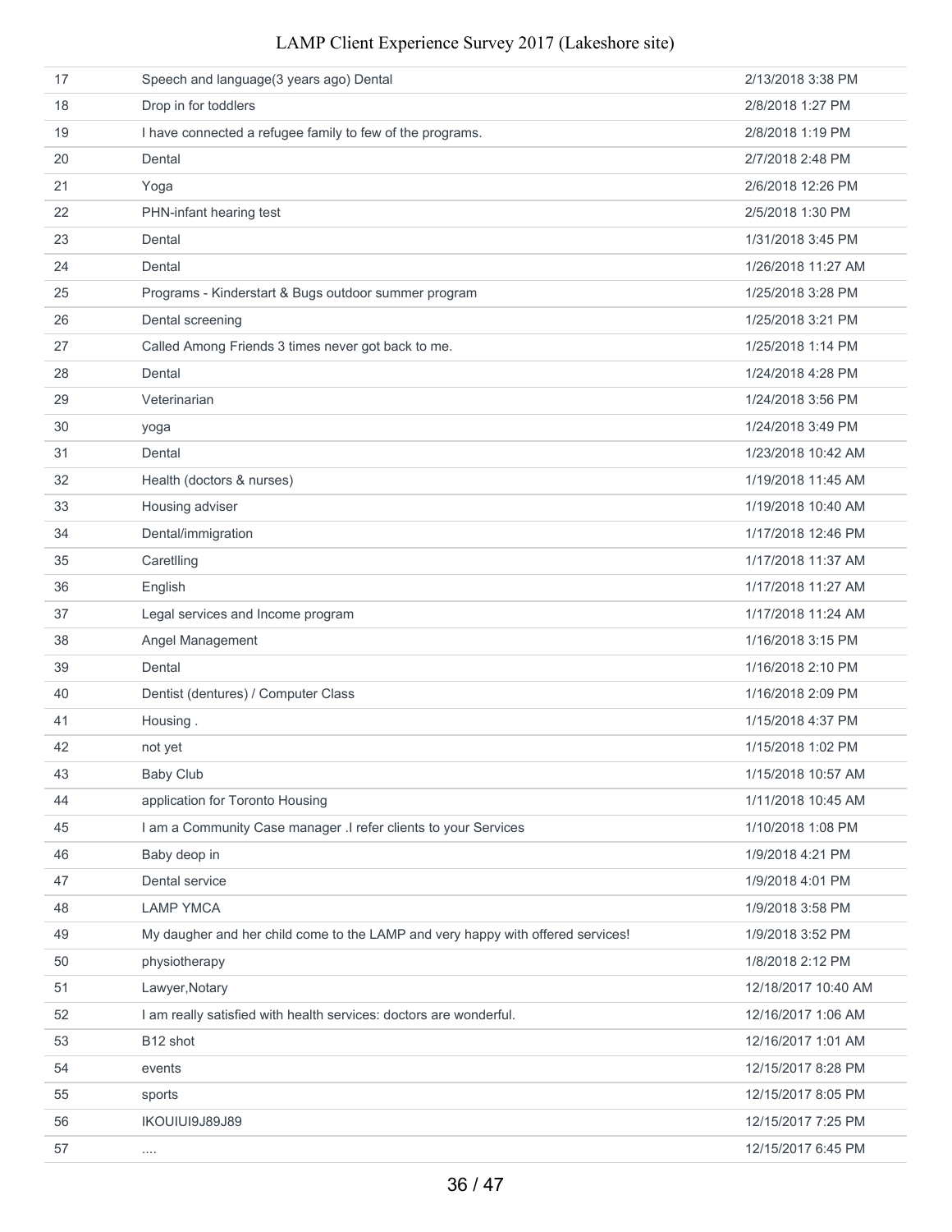| | | |
|---|---|---|
| 17 | Speech and language(3 years ago) Dental | 2/13/2018 3:38 PM |
| 18 | Drop in for toddlers | 2/8/2018 1:27 PM |
| 19 | I have connected a refugee family to few of the programs. | 2/8/2018 1:19 PM |
| 20 | Dental | 2/7/2018 2:48 PM |
| 21 | Yoga | 2/6/2018 12:26 PM |
| 22 | PHN-infant hearing test | 2/5/2018 1:30 PM |
| 23 | Dental | 1/31/2018 3:45 PM |
| 24 | Dental | 1/26/2018 11:27 AM |
| 25 | Programs - Kinderstart & Bugs outdoor summer program | 1/25/2018 3:28 PM |
| 26 | Dental screening | 1/25/2018 3:21 PM |
| 27 | Called Among Friends 3 times never got back to me. | 1/25/2018 1:14 PM |
| 28 | Dental | 1/24/2018 4:28 PM |
| 29 | Veterinarian | 1/24/2018 3:56 PM |
| 30 | yoga | 1/24/2018 3:49 PM |
| 31 | Dental | 1/23/2018 10:42 AM |
| 32 | Health (doctors & nurses) | 1/19/2018 11:45 AM |
| 33 | Housing adviser | 1/19/2018 10:40 AM |
| 34 | Dental/immigration | 1/17/2018 12:46 PM |
| 35 | Caretlling | 1/17/2018 11:37 AM |
| 36 | English | 1/17/2018 11:27 AM |
| 37 | Legal services and Income program | 1/17/2018 11:24 AM |
| 38 | Angel Management | 1/16/2018 3:15 PM |
| 39 | Dental | 1/16/2018 2:10 PM |
| 40 | Dentist (dentures) / Computer Class | 1/16/2018 2:09 PM |
| 41 | Housing . | 1/15/2018 4:37 PM |
| 42 | not yet | 1/15/2018 1:02 PM |
| 43 | Baby Club | 1/15/2018 10:57 AM |
| 44 | application for Toronto Housing | 1/11/2018 10:45 AM |
| 45 | I am a Community Case manager .I refer clients to your Services | 1/10/2018 1:08 PM |
| 46 | Baby deop in | 1/9/2018 4:21 PM |
| 47 | Dental service | 1/9/2018 4:01 PM |
| 48 | LAMP YMCA | 1/9/2018 3:58 PM |
| 49 | My daugher and her child come to the LAMP and very happy with offered services! | 1/9/2018 3:52 PM |
| 50 | physiotherapy | 1/8/2018 2:12 PM |
| 51 | Lawyer,Notary | 12/18/2017 10:40 AM |
| 52 | I am really satisfied with health services: doctors are wonderful. | 12/16/2017 1:06 AM |
| 53 | B12 shot | 12/16/2017 1:01 AM |
| 54 | events | 12/15/2017 8:28 PM |
| 55 | sports | 12/15/2017 8:05 PM |
| 56 | IKOUIUI9J89J89 | 12/15/2017 7:25 PM |
| 57 | .... | 12/15/2017 6:45 PM |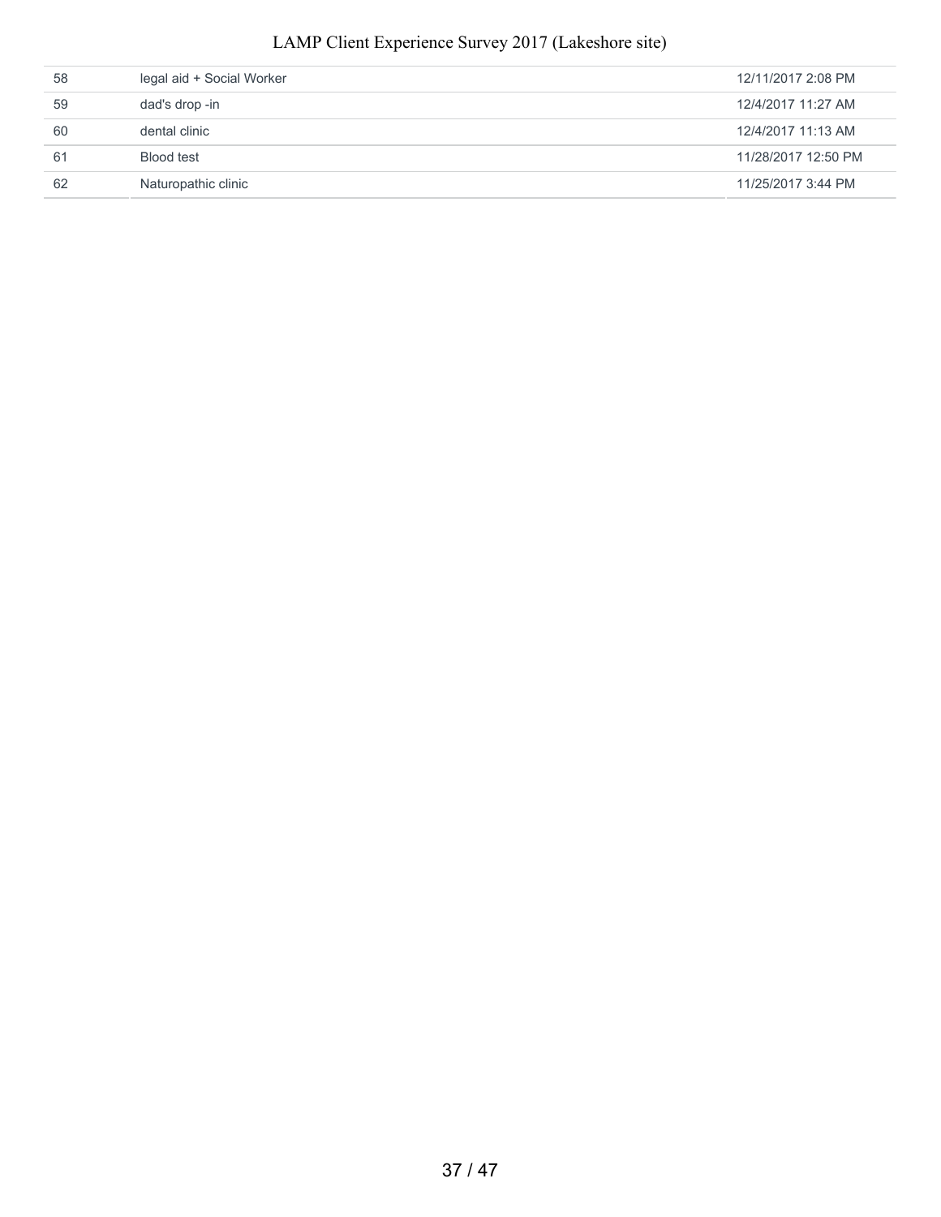| | | |
|---|---|---|
| 58 | legal aid + Social Worker | 12/11/2017 2:08 PM |
| 59 | dad's drop -in | 12/4/2017 11:27 AM |
| 60 | dental clinic | 12/4/2017 11:13 AM |
| 61 | Blood test | 11/28/2017 12:50 PM |
| 62 | Naturopathic clinic | 11/25/2017 3:44 PM |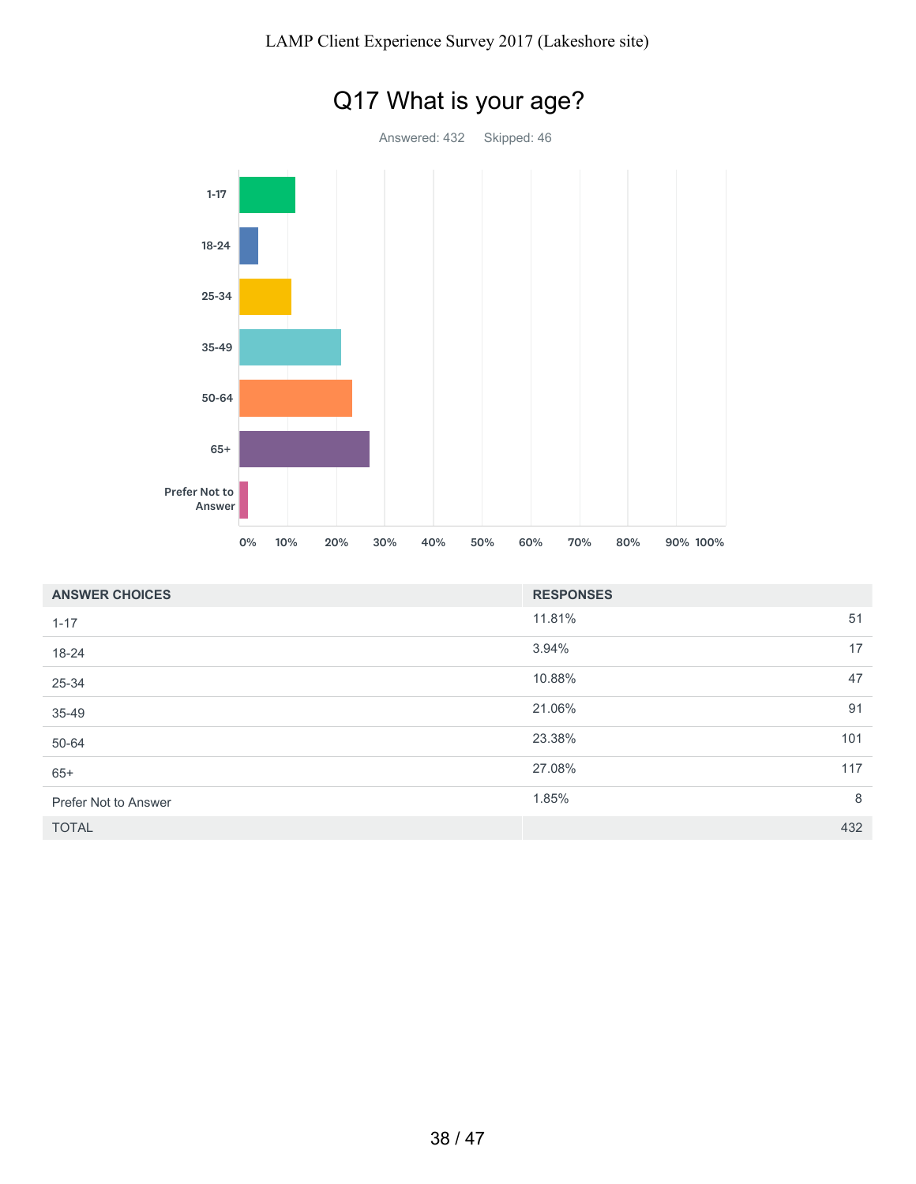# Q17 What is your age?

Answered: 432    Skipped: 46

| ANSWER CHOICES | RESPONSES | |
|---|---|---|
| 1-17 | 11.81% | 51 |
| 18-24 | 3.94% | 17 |
| 25-34 | 10.88% | 47 |
| 35-49 | 21.06% | 91 |
| 50-64 | 23.38% | 101 |
| 65+ | 27.08% | 117 |
| Prefer Not to Answer | 1.85% | 8 |
| TOTAL | | 432 |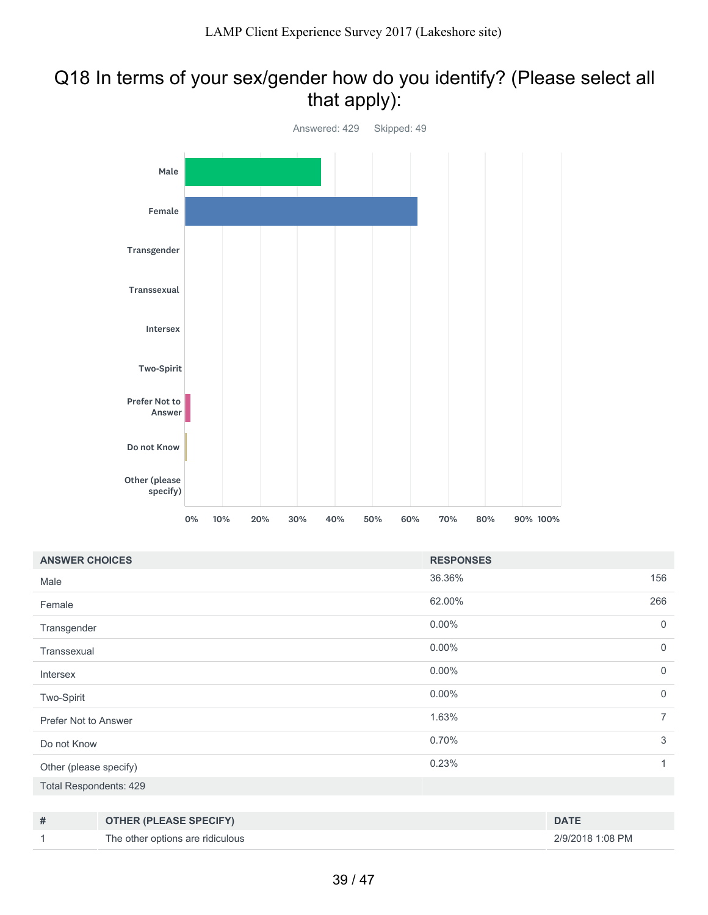# Q18 In terms of your sex/gender how do you identify? (Please select all that apply):

Answered: 429 Skipped: 49

| ANSWER CHOICES | RESPONSES | |
|---|---|---|
| Male | 36.36% | 156 |
| Female | 62.00% | 266 |
| Transgender | 0.00% | 0 |
| Transsexual | 0.00% | 0 |
| Intersex | 0.00% | 0 |
| Two-Spirit | 0.00% | 0 |
| Prefer Not to Answer | 1.63% | 7 |
| Do not Know | 0.70% | 3 |
| Other (please specify) | 0.23% | 1 |
| Total Respondents: 429 | | |

| # | OTHER (PLEASE SPECIFY) | DATE |
|---|---|---|
| 1 | The other options are ridiculous | 2/9/2018 1:08 PM |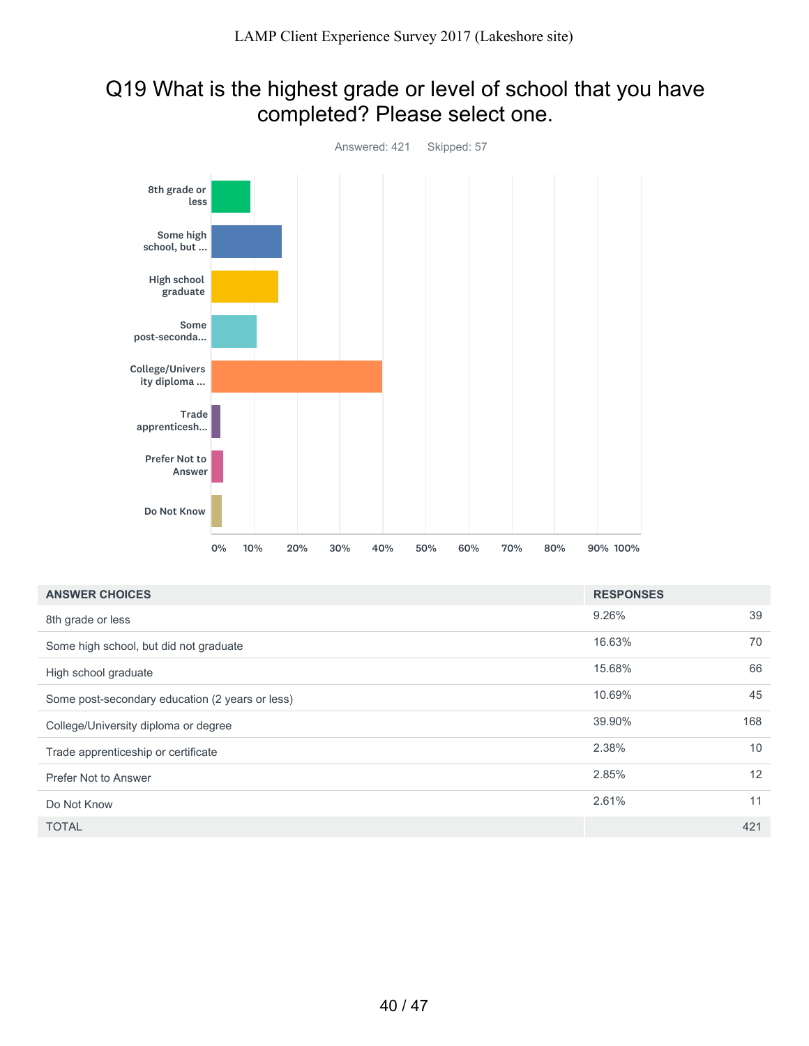# Q19 What is the highest grade or level of school that you have completed? Please select one.

Answered: 421 Skipped: 57

| ANSWER CHOICES | RESPONSES | |
|---|---|---|
| 8th grade or less | 9.26% | 39 |
| Some high school, but did not graduate | 16.63% | 70 |
| High school graduate | 15.68% | 66 |
| Some post-secondary education (2 years or less) | 10.69% | 45 |
| College/University diploma or degree | 39.90% | 168 |
| Trade apprenticeship or certificate | 2.38% | 10 |
| Prefer Not to Answer | 2.85% | 12 |
| Do Not Know | 2.61% | 11 |
| TOTAL | | 421 |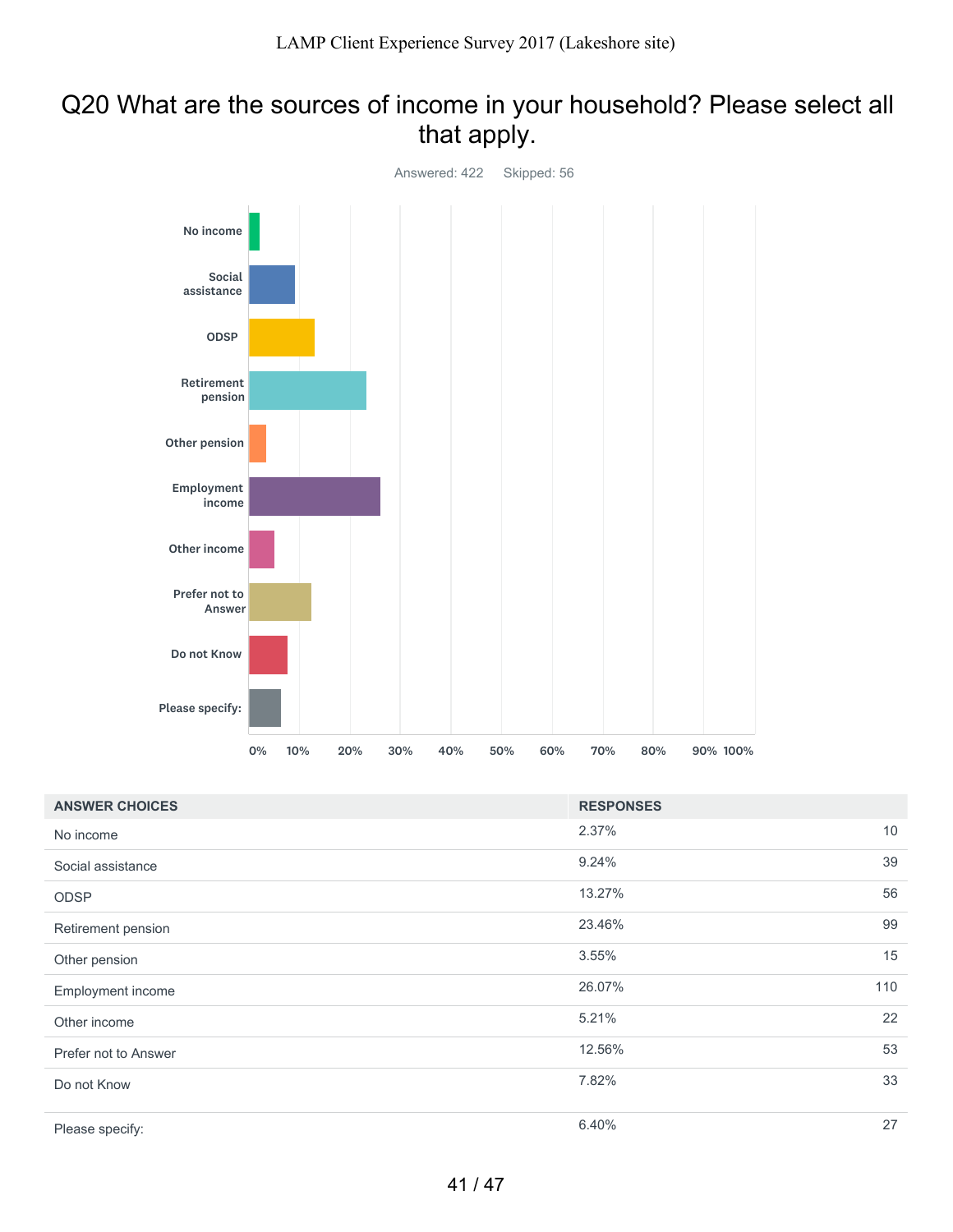## Q20 What are the sources of income in your household? Please select all that apply.

Answered: 422 Skipped: 56

| ANSWER CHOICES | RESPONSES | |
|---|---|---|
| No income | 2.37% | 10 |
| Social assistance | 9.24% | 39 |
| ODSP | 13.27% | 56 |
| Retirement pension | 23.46% | 99 |
| Other pension | 3.55% | 15 |
| Employment income | 26.07% | 110 |
| Other income | 5.21% | 22 |
| Prefer not to Answer | 12.56% | 53 |
| Do not Know | 7.82% | 33 |
| Please specify: | 6.40% | 27 |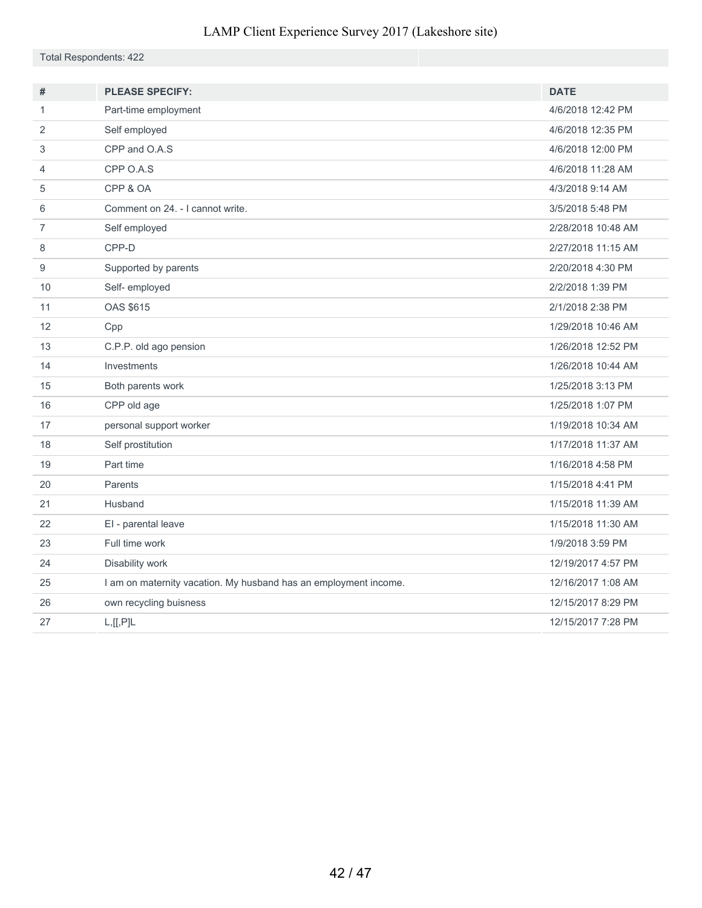LAMP Client Experience Survey 2017 (Lakeshore site)

Total Respondents: 422

| # | PLEASE SPECIFY: | DATE |
|---|---|---|
| 1 | Part-time employment | 4/6/2018 12:42 PM |
| 2 | Self employed | 4/6/2018 12:35 PM |
| 3 | CPP and O.A.S | 4/6/2018 12:00 PM |
| 4 | CPP O.A.S | 4/6/2018 11:28 AM |
| 5 | CPP & OA | 4/3/2018 9:14 AM |
| 6 | Comment on 24. - I cannot write. | 3/5/2018 5:48 PM |
| 7 | Self employed | 2/28/2018 10:48 AM |
| 8 | CPP-D | 2/27/2018 11:15 AM |
| 9 | Supported by parents | 2/20/2018 4:30 PM |
| 10 | Self- employed | 2/2/2018 1:39 PM |
| 11 | OAS $615 | 2/1/2018 2:38 PM |
| 12 | Cpp | 1/29/2018 10:46 AM |
| 13 | C.P.P. old ago pension | 1/26/2018 12:52 PM |
| 14 | Investments | 1/26/2018 10:44 AM |
| 15 | Both parents work | 1/25/2018 3:13 PM |
| 16 | CPP old age | 1/25/2018 1:07 PM |
| 17 | personal support worker | 1/19/2018 10:34 AM |
| 18 | Self prostitution | 1/17/2018 11:37 AM |
| 19 | Part time | 1/16/2018 4:58 PM |
| 20 | Parents | 1/15/2018 4:41 PM |
| 21 | Husband | 1/15/2018 11:39 AM |
| 22 | EI - parental leave | 1/15/2018 11:30 AM |
| 23 | Full time work | 1/9/2018 3:59 PM |
| 24 | Disability work | 12/19/2017 4:57 PM |
| 25 | I am on maternity vacation. My husband has an employment income. | 12/16/2017 1:08 AM |
| 26 | own recycling buisness | 12/15/2017 8:29 PM |
| 27 | L,[[,P]L | 12/15/2017 7:28 PM |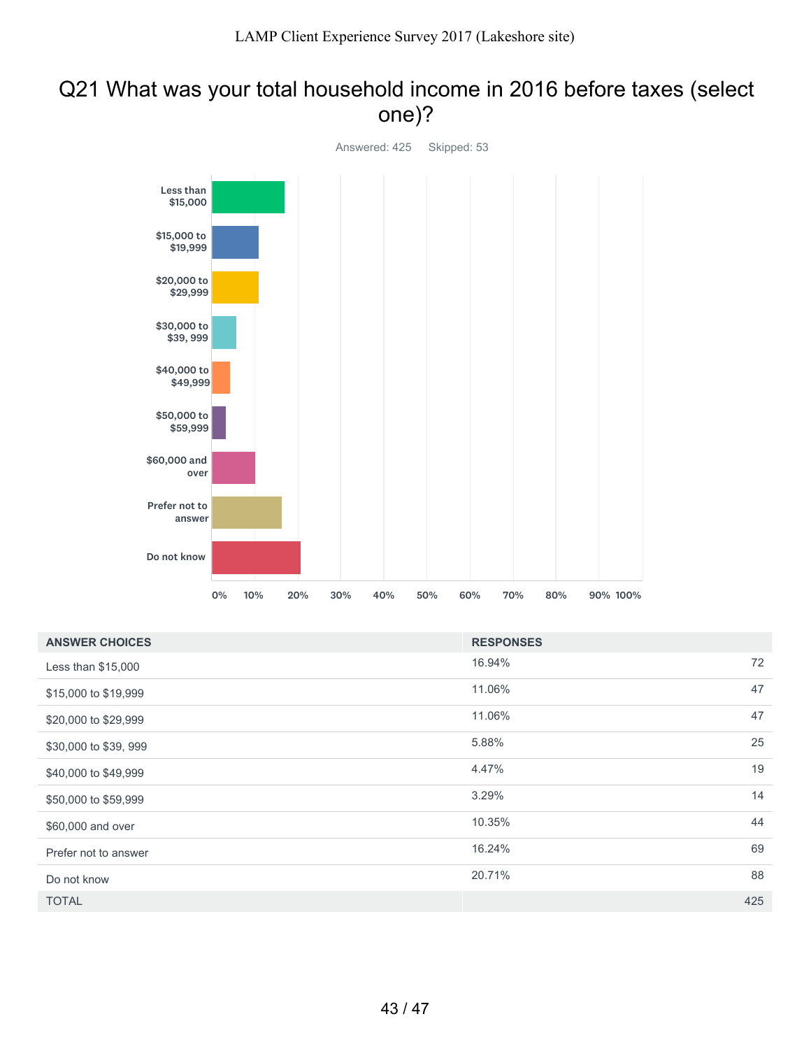# Q21 What was your total household income in 2016 before taxes (select one)?

Answered: 425 Skipped: 53

| ANSWER CHOICES | RESPONSES | |
|---|---|---|
| Less than $15,000 | 16.94% | 72 |
| $15,000 to $19,999 | 11.06% | 47 |
| $20,000 to $29,999 | 11.06% | 47 |
| $30,000 to $39, 999 | 5.88% | 25 |
| $40,000 to $49,999 | 4.47% | 19 |
| $50,000 to $59,999 | 3.29% | 14 |
| $60,000 and over | 10.35% | 44 |
| Prefer not to answer | 16.24% | 69 |
| Do not know | 20.71% | 88 |
| TOTAL | | 425 |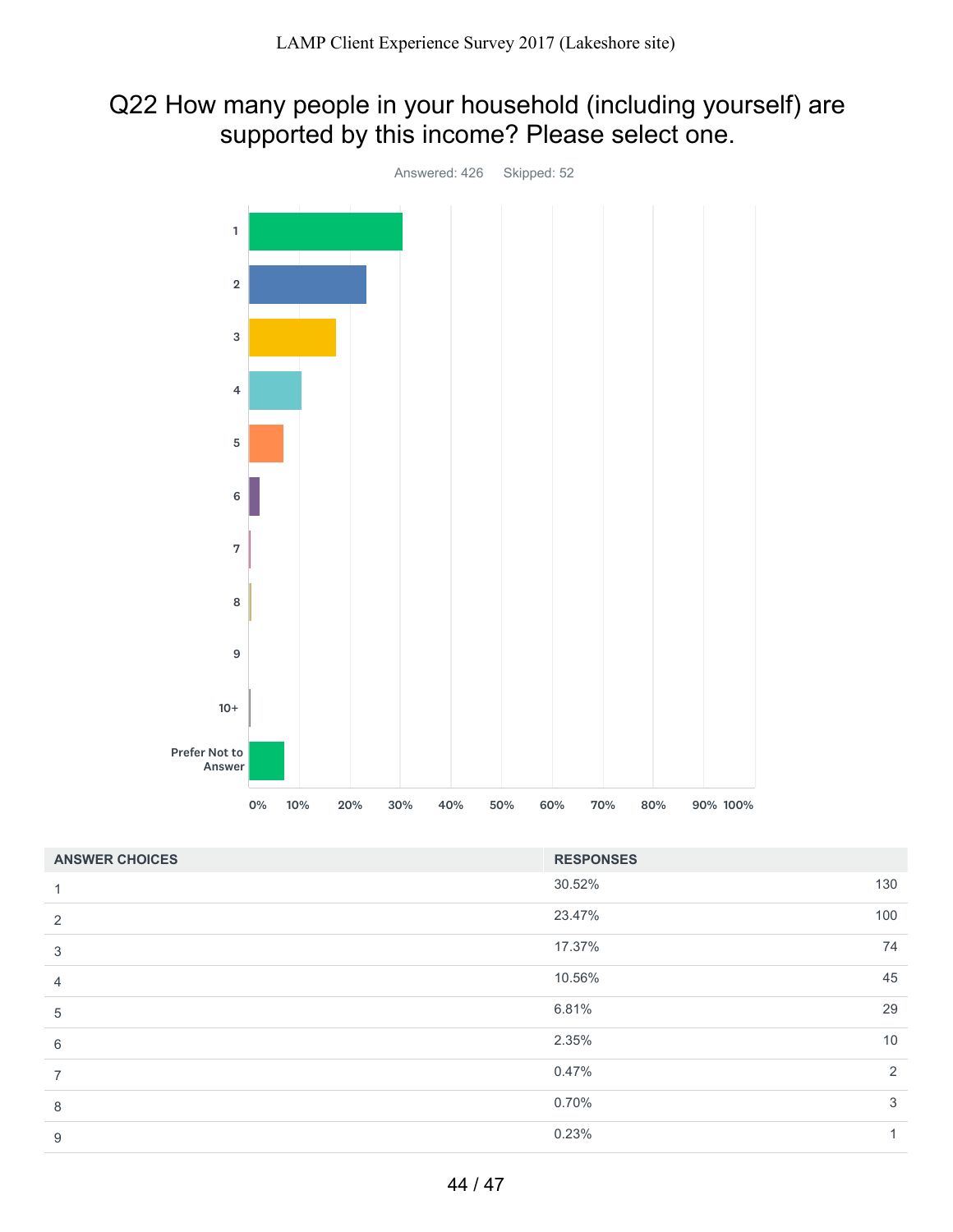# Q22 How many people in your household (including yourself) are supported by this income? Please select one.

Answered: 426 Skipped: 52

| ANSWER CHOICES | RESPONSES | |
|---|---|---|
| 1 | 30.52% | 130 |
| 2 | 23.47% | 100 |
| 3 | 17.37% | 74 |
| 4 | 10.56% | 45 |
| 5 | 6.81% | 29 |
| 6 | 2.35% | 10 |
| 7 | 0.47% | 2 |
| 8 | 0.70% | 3 |
| 9 | 0.23% | 1 |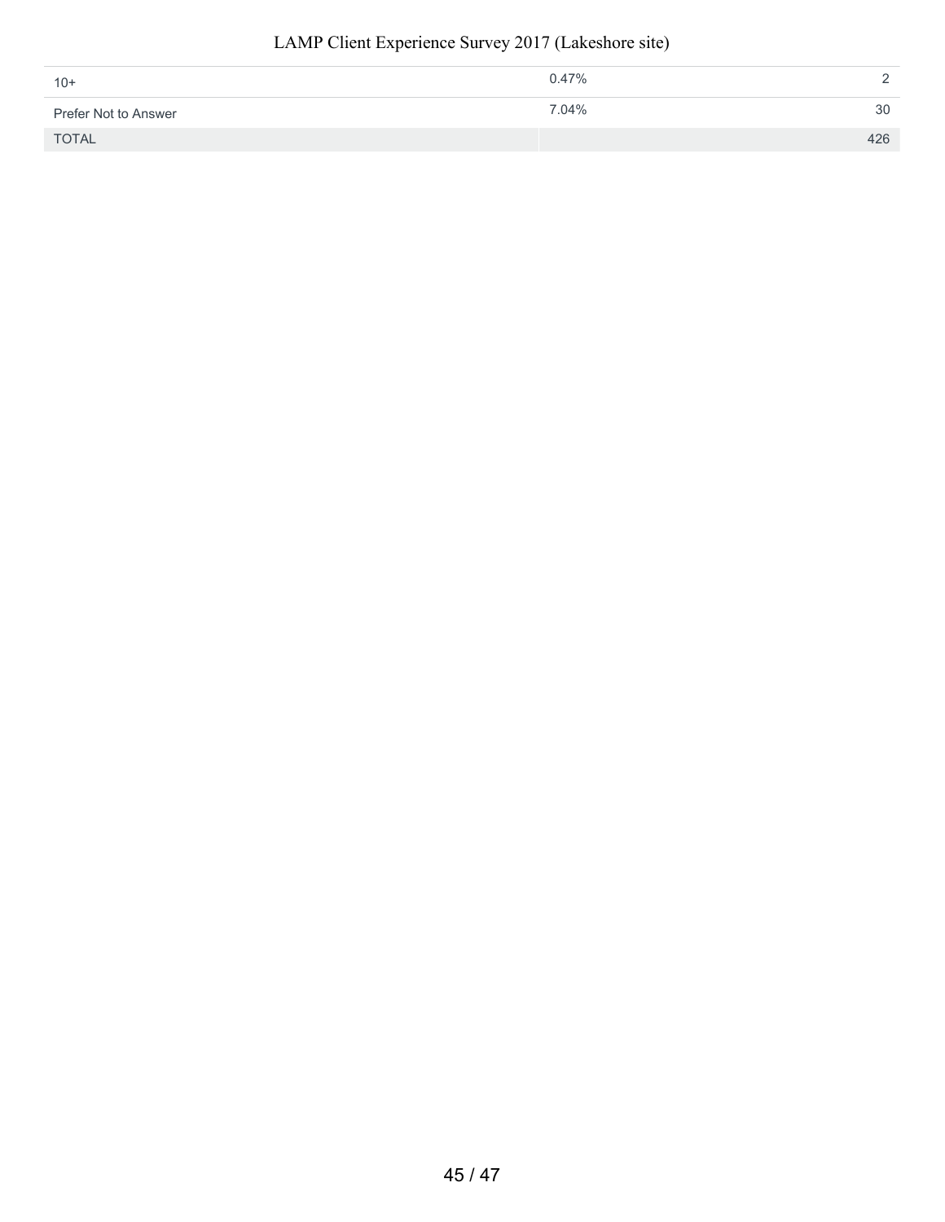| | | |
|---|---|---|
| 10+ | 0.47% | 2 |
| Prefer Not to Answer | 7.04% | 30 |
| TOTAL | | 426 |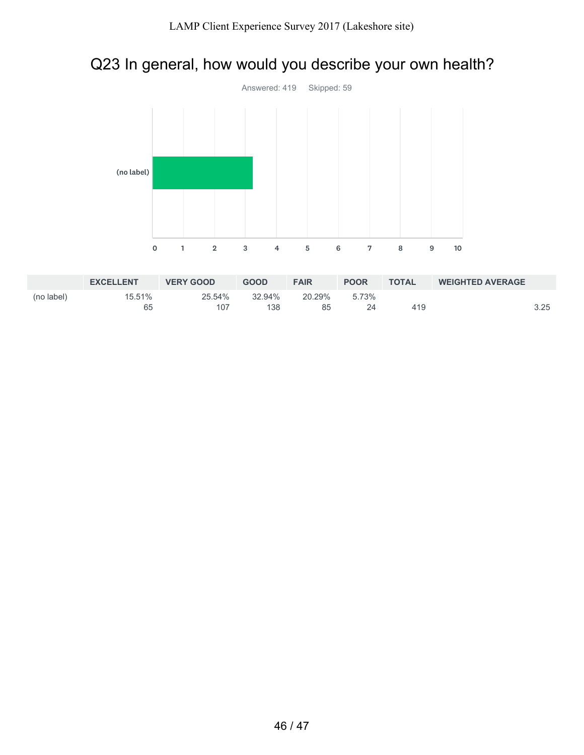# Q23 In general, how would you describe your own health?

Answered: 419 Skipped: 59

|  | EXCELLENT | VERY GOOD | GOOD | FAIR | POOR | TOTAL | WEIGHTED AVERAGE |
|---|---|---|---|---|---|---|---|
| (no label) | 15.51%<br>65 | 25.54%<br>107 | 32.94%<br>138 | 20.29%<br>85 | 5.73%<br>24 | 419 | 3.25 |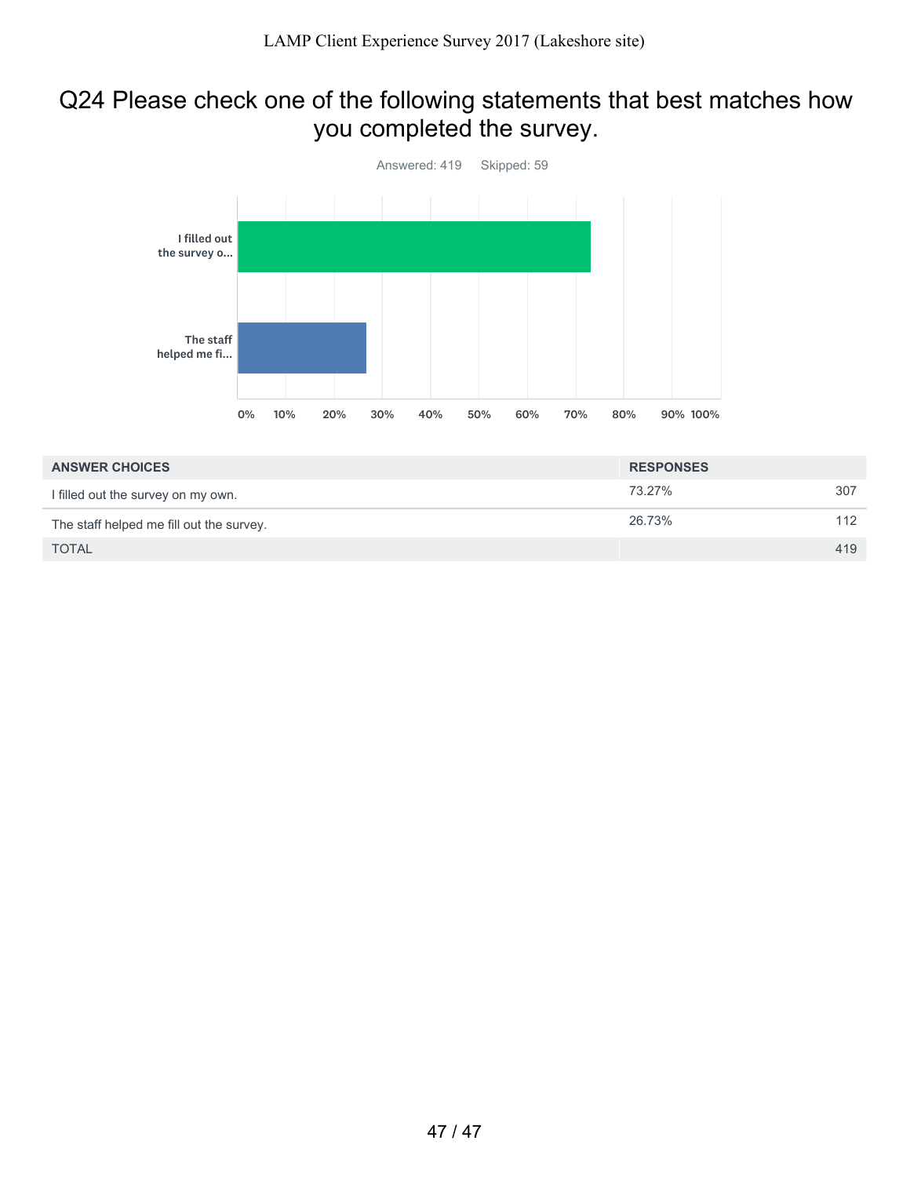# Q24 Please check one of the following statements that best matches how you completed the survey.

Answered: 419 Skipped: 59

I filled out the survey o...

The staff helped me fi...

0% 10% 20% 30% 40% 50% 60% 70% 80% 90% 100%

| ANSWER CHOICES | RESPONSES | |
|---|---|---|
| I filled out the survey on my own. | 73.27% | 307 |
| The staff helped me fill out the survey. | 26.73% | 112 |
| TOTAL | | 419 |